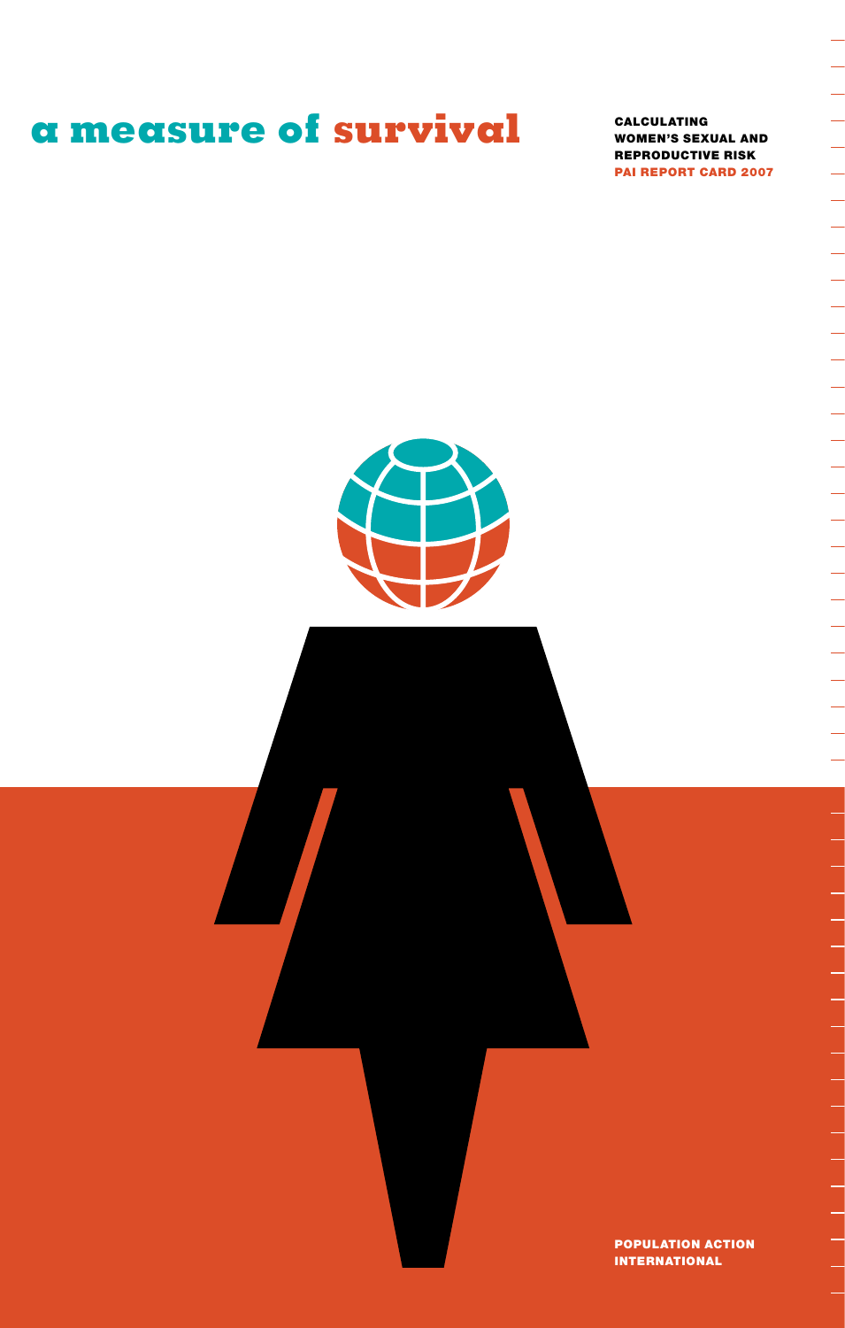# a measure of survival

**CALCULATING WOMEN'S SEXUAL AND REPRODUCTIVE RISK**
**PAI REPORT CARD 2007**

**POPULATION ACTION INTERNATIONAL**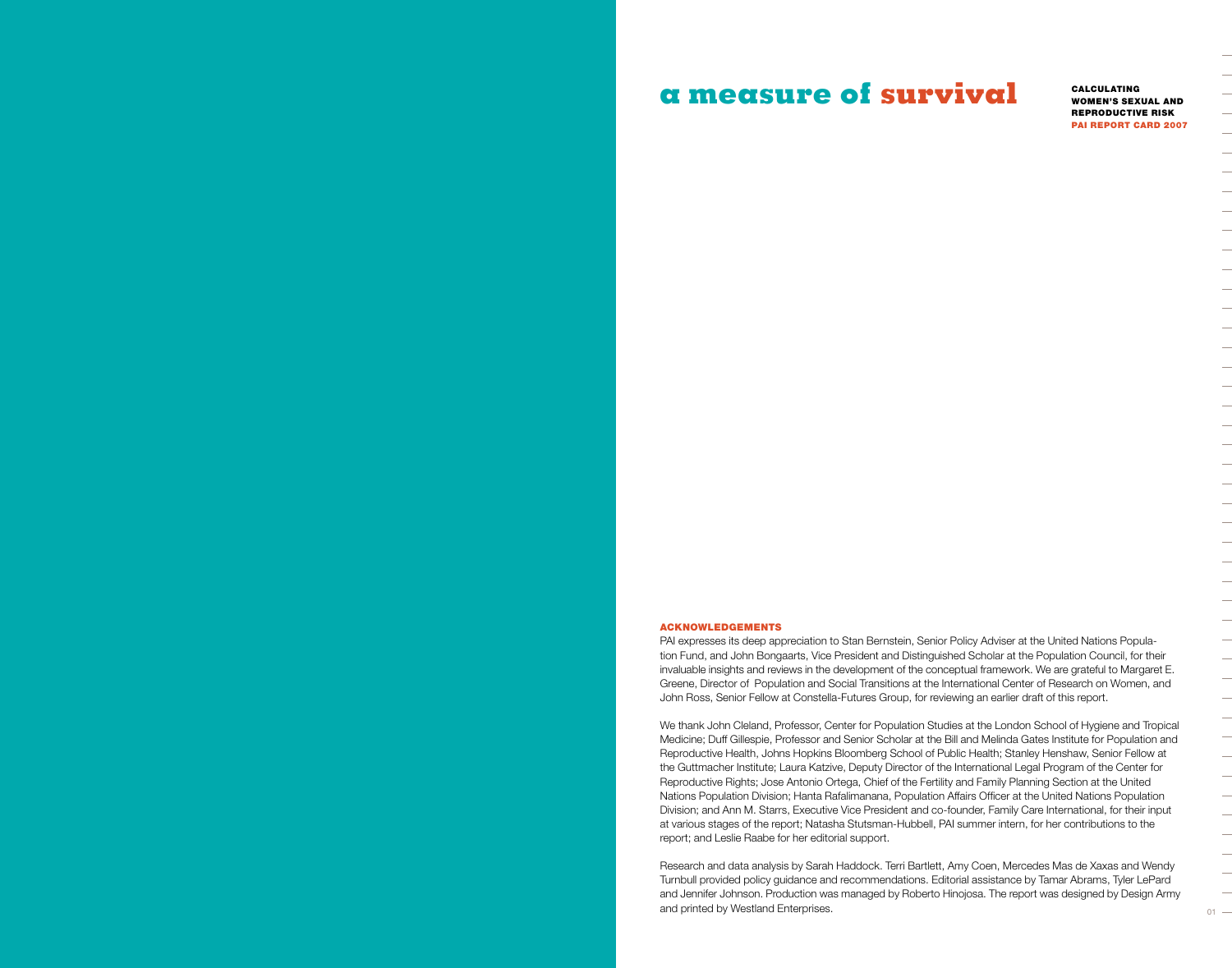# a measure of survival

**CALCULATING WOMEN'S SEXUAL AND REPRODUCTIVE RISK**
**PAI REPORT CARD 2007**

## ACKNOWLEDGEMENTS

PAI expresses its deep appreciation to Stan Bernstein, Senior Policy Adviser at the United Nations Population Fund, and John Bongaarts, Vice President and Distinguished Scholar at the Population Council, for their invaluable insights and reviews in the development of the conceptual framework. We are grateful to Margaret E. Greene, Director of Population and Social Transitions at the International Center of Research on Women, and John Ross, Senior Fellow at Constella-Futures Group, for reviewing an earlier draft of this report.

We thank John Cleland, Professor, Center for Population Studies at the London School of Hygiene and Tropical Medicine; Duff Gillespie, Professor and Senior Scholar at the Bill and Melinda Gates Institute for Population and Reproductive Health, Johns Hopkins Bloomberg School of Public Health; Stanley Henshaw, Senior Fellow at the Guttmacher Institute; Laura Katzive, Deputy Director of the International Legal Program of the Center for Reproductive Rights; Jose Antonio Ortega, Chief of the Fertility and Family Planning Section at the United Nations Population Division; Hanta Rafalimanana, Population Affairs Officer at the United Nations Population Division; and Ann M. Starrs, Executive Vice President and co-founder, Family Care International, for their input at various stages of the report; Natasha Stutsman-Hubbell, PAI summer intern, for her contributions to the report; and Leslie Raabe for her editorial support.

Research and data analysis by Sarah Haddock. Terri Bartlett, Amy Coen, Mercedes Mas de Xaxas and Wendy Turnbull provided policy guidance and recommendations. Editorial assistance by Tamar Abrams, Tyler LePard and Jennifer Johnson. Production was managed by Roberto Hinojosa. The report was designed by Design Army and printed by Westland Enterprises.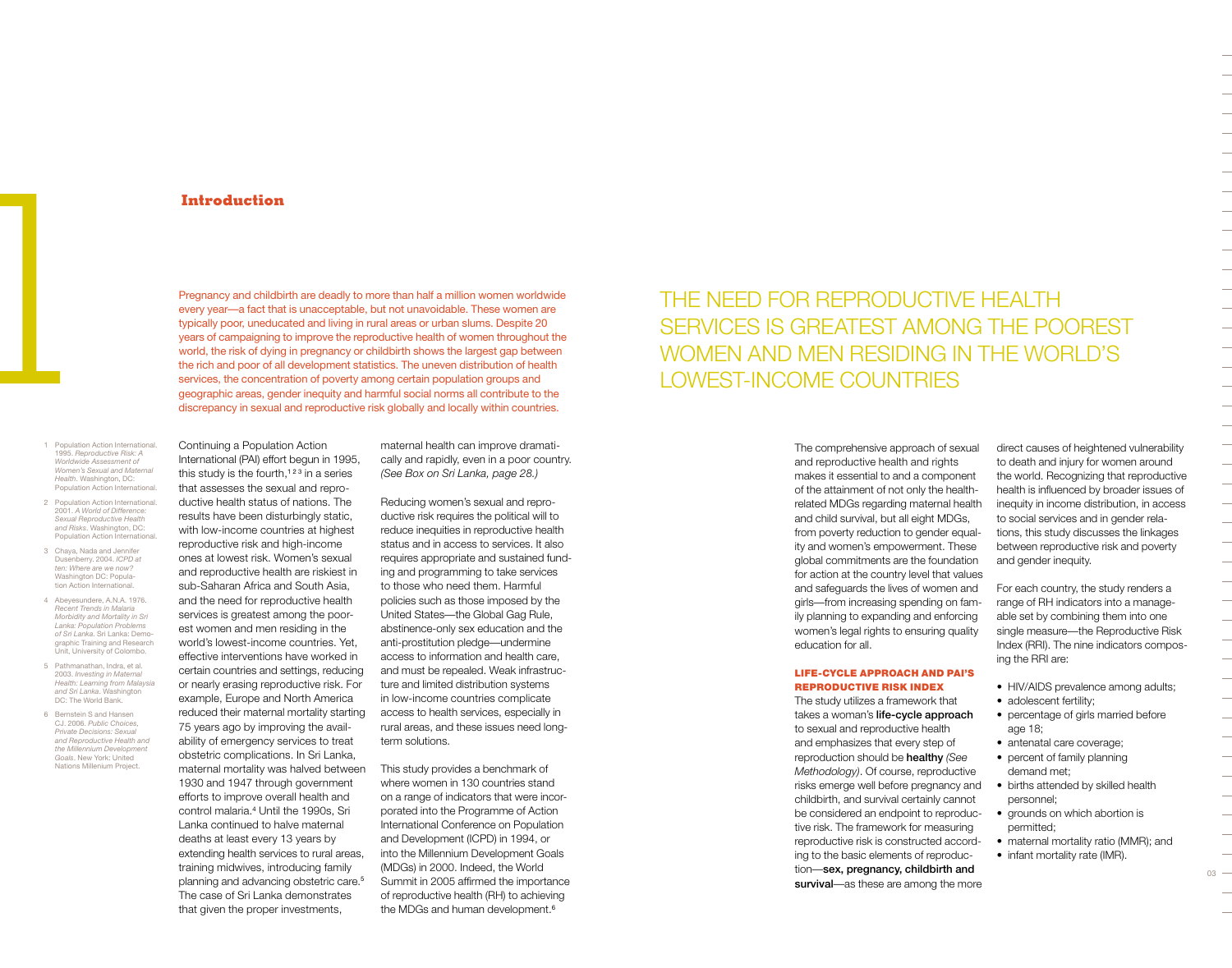# 1 Introduction

Pregnancy and childbirth are deadly to more than half a million women worldwide every year—a fact that is unacceptable, but not unavoidable. These women are typically poor, uneducated and living in rural areas or urban slums. Despite 20 years of campaigning to improve the reproductive health of women throughout the world, the risk of dying in pregnancy or childbirth shows the largest gap between the rich and poor of all development statistics. The uneven distribution of health services, the concentration of poverty among certain population groups and geographic areas, gender inequity and harmful social norms all contribute to the discrepancy in sexual and reproductive risk globally and locally within countries.

Continuing a Population Action International (PAI) effort begun in 1995, this study is the fourth,[1 2 3] in a series that assesses the sexual and reproductive health status of nations. The results have been disturbingly static, with low-income countries at highest reproductive risk and high-income ones at lowest risk. Women's sexual and reproductive health are riskiest in sub-Saharan Africa and South Asia, and the need for reproductive health services is greatest among the poorest women and men residing in the world's lowest-income countries. Yet, effective interventions have worked in certain countries and settings, reducing or nearly erasing reproductive risk. For example, Europe and North America reduced their maternal mortality starting 75 years ago by improving the availability of emergency services to treat obstetric complications. In Sri Lanka, maternal mortality was halved between 1930 and 1947 through government efforts to improve overall health and control malaria.[4] Until the 1990s, Sri Lanka continued to halve maternal deaths at least every 13 years by extending health services to rural areas, training midwives, introducing family planning and advancing obstetric care.[5] The case of Sri Lanka demonstrates that given the proper investments, maternal health can improve dramatically and rapidly, even in a poor country. *(See Box on Sri Lanka, page 28.)*

Reducing women's sexual and reproductive risk requires the political will to reduce inequities in reproductive health status and in access to services. It also requires appropriate and sustained funding and programming to take services to those who need them. Harmful policies such as those imposed by the United States—the Global Gag Rule, abstinence-only sex education and the anti-prostitution pledge—undermine access to information and health care, and must be repealed. Weak infrastructure and limited distribution systems in low-income countries complicate access to health services, especially in rural areas, and these issues need long-term solutions.

This study provides a benchmark of where women in 130 countries stand on a range of indicators that were incorporated into the Programme of Action International Conference on Population and Development (ICPD) in 1994, or into the Millennium Development Goals (MDGs) in 2000. Indeed, the World Summit in 2005 affirmed the importance of reproductive health (RH) to achieving the MDGs and human development.[6]

THE NEED FOR REPRODUCTIVE HEALTH SERVICES IS GREATEST AMONG THE POOREST WOMEN AND MEN RESIDING IN THE WORLD'S LOWEST-INCOME COUNTRIES

The comprehensive approach of sexual and reproductive health and rights makes it essential to and a component of the attainment of not only the health-related MDGs regarding maternal health and child survival, but all eight MDGs, from poverty reduction to gender equality and women's empowerment. These global commitments are the foundation for action at the country level that values and safeguards the lives of women and girls—from increasing spending on family planning to expanding and enforcing women's legal rights to ensuring quality education for all.

## LIFE-CYCLE APPROACH AND PAI'S REPRODUCTIVE RISK INDEX

The study utilizes a framework that takes a woman's **life-cycle approach** to sexual and reproductive health and emphasizes that every step of reproduction should be **healthy** *(See Methodology)*. Of course, reproductive risks emerge well before pregnancy and childbirth, and survival certainly cannot be considered an endpoint to reproductive risk. The framework for measuring reproductive risk is constructed according to the basic elements of reproduction—**sex, pregnancy, childbirth and survival**—as these are among the more direct causes of heightened vulnerability to death and injury for women around the world. Recognizing that reproductive health is influenced by broader issues of inequity in income distribution, in access to social services and in gender relations, this study discusses the linkages between reproductive risk and poverty and gender inequity.

For each country, the study renders a range of RH indicators into a manageable set by combining them into one single measure—the Reproductive Risk Index (RRI). The nine indicators composing the RRI are:

- HIV/AIDS prevalence among adults;
- adolescent fertility;
- percentage of girls married before age 18;
- antenatal care coverage;
- percent of family planning demand met;
- births attended by skilled health personnel;
- grounds on which abortion is permitted;
- maternal mortality ratio (MMR); and
- infant mortality rate (IMR).

---

1. Population Action International. 1995. *Reproductive Risk: A Worldwide Assessment of Women's Sexual and Maternal Health*. Washington, DC: Population Action International.
2. Population Action International. 2001. *A World of Difference: Sexual Reproductive Health and Risks*. Washington, DC: Population Action International.
3. Chaya, Nada and Jennifer Dusenberry. 2004. *ICPD at ten: Where are we now?* Washington DC: Population Action International.
4. Abeyesundere, A.N.A. 1976. *Recent Trends in Malaria Morbidity and Mortality in Sri Lanka: Population Problems of Sri Lanka*. Sri Lanka: Demographic Training and Research Unit, University of Colombo.
5. Pathmanathan, Indra, et al. 2003. *Investing in Maternal Health: Learning from Malaysia and Sri Lanka*. Washington DC: The World Bank.
6. Bernstein S and Hansen CJ. 2006. *Public Choices, Private Decisions: Sexual and Reproductive Health and the Millennium Development Goals*. New York: United Nations Millenium Project.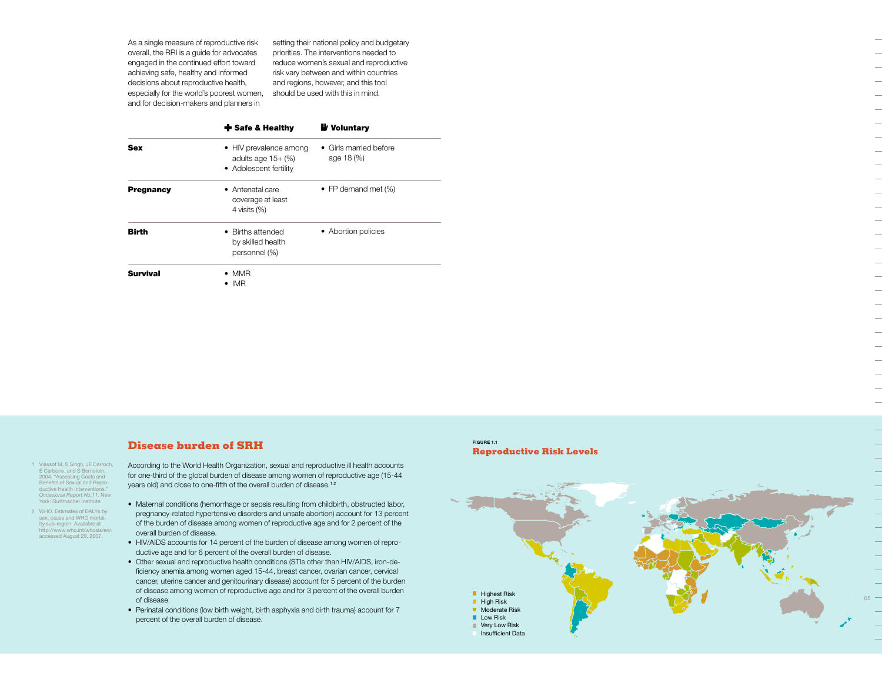As a single measure of reproductive risk overall, the RRI is a guide for advocates engaged in the continued effort toward achieving safe, healthy and informed decisions about reproductive health, especially for the world's poorest women, and for decision-makers and planners in setting their national policy and budgetary priorities. The interventions needed to reduce women's sexual and reproductive risk vary between and within countries and regions, however, and this tool should be used with this in mind.

| | **Safe & Healthy** | **Voluntary** |
|---|---|---|
| **Sex** | • HIV prevalence among adults age 15+ (%)<br>• Adolescent fertility | • Girls married before age 18 (%) |
| **Pregnancy** | • Antenatal care coverage at least 4 visits (%) | • FP demand met (%) |
| **Birth** | • Births attended by skilled health personnel (%) | • Abortion policies |
| **Survival** | • MMR<br>• IMR | |

## Disease burden of SRH

According to the World Health Organization, sexual and reproductive ill health accounts for one-third of the global burden of disease among women of reproductive age (15-44 years old) and close to one-fifth of the overall burden of disease.[1 2]

- Maternal conditions (hemorrhage or sepsis resulting from childbirth, obstructed labor, pregnancy-related hypertensive disorders and unsafe abortion) account for 13 percent of the burden of disease among women of reproductive age and for 2 percent of the overall burden of disease.
- HIV/AIDS accounts for 14 percent of the burden of disease among women of reproductive age and for 6 percent of the overall burden of disease.
- Other sexual and reproductive health conditions (STIs other than HIV/AIDS, iron-deficiency anemia among women aged 15-44, breast cancer, ovarian cancer, cervical cancer, uterine cancer and genitourinary disease) account for 5 percent of the burden of disease among women of reproductive age and for 3 percent of the overall burden of disease.
- Perinatal conditions (low birth weight, birth asphyxia and birth trauma) account for 7 percent of the overall burden of disease.

1 Vlassof M, S Singh, JE Darroch, E Carbone, and S Bernstein. 2004. "Assessing Costs and Benefits of Sexual and Reproductive Health Interventions." *Occasional Report No.11*. New York: Guttmacher Institute.

2 WHO. Estimates of DALYs by sex, cause and WHO mortality sub-region. Available at http://www.who.int/whosis/en/; accessed August 29, 2007.

FIGURE 1.1
**Reproductive Risk Levels**

- Highest Risk
- High Risk
- Moderate Risk
- Low Risk
- Very Low Risk
- Insufficient Data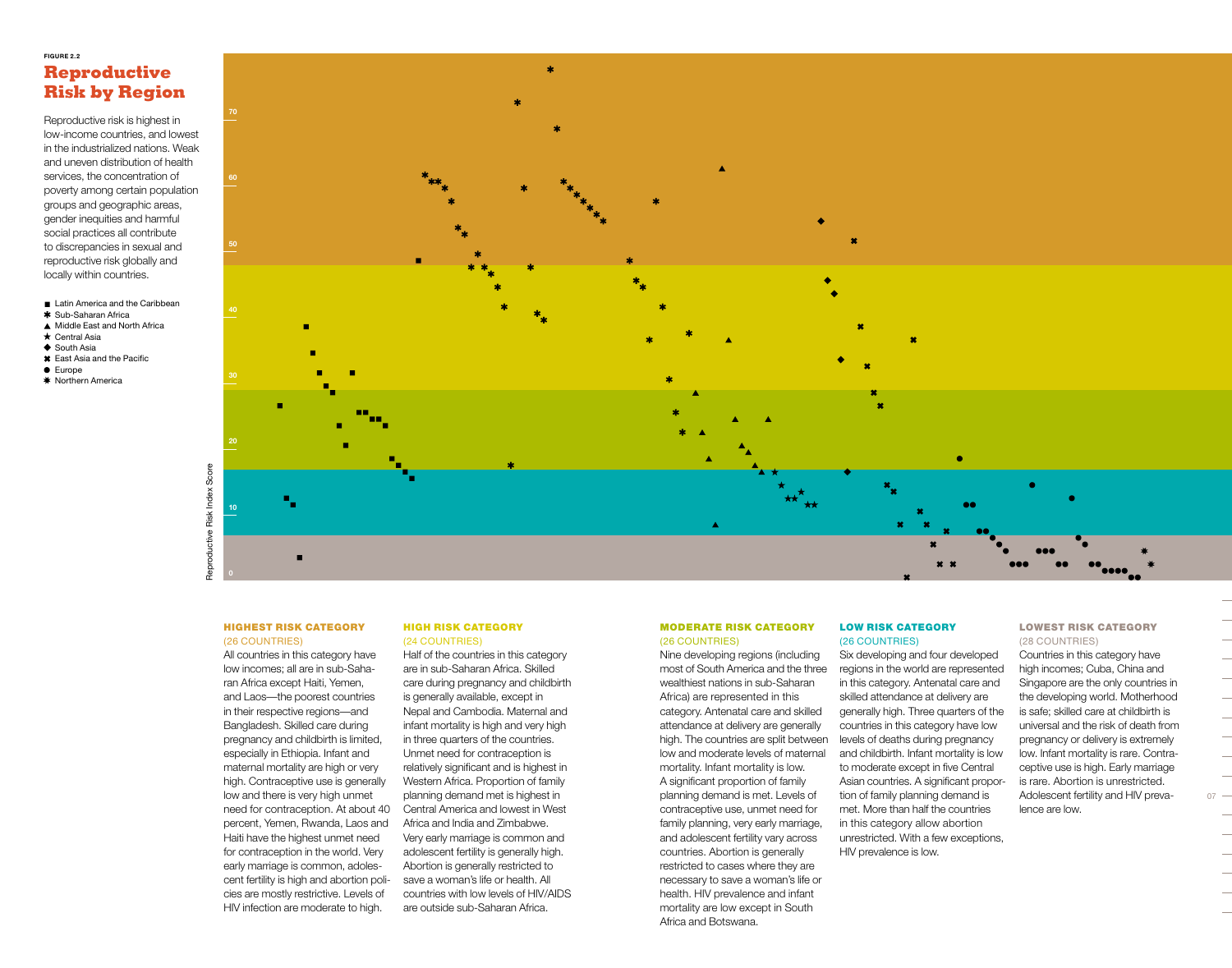FIGURE 2.2

# Reproductive Risk by Region

Reproductive risk is highest in low-income countries, and lowest in the industrialized nations. Weak and uneven distribution of health services, the concentration of poverty among certain population groups and geographic areas, gender inequities and harmful social practices all contribute to discrepancies in sexual and reproductive risk globally and locally within countries.

- ■ Latin America and the Caribbean
- ✱ Sub-Saharan Africa
- ▲ Middle East and North Africa
- ★ Central Asia
- ◆ South Asia
- ✖ East Asia and the Pacific
- ● Europe
- ✱ Northern America

Reproductive Risk Index Score

0, 10, 20, 30, 40, 50, 60, 70

### HIGHEST RISK CATEGORY
(26 COUNTRIES)

All countries in this category have low incomes; all are in sub-Saharan Africa except Haiti, Yemen, and Laos—the poorest countries in their respective regions—and Bangladesh. Skilled care during pregnancy and childbirth is limited, especially in Ethiopia. Infant and maternal mortality are high or very high. Contraceptive use is generally low and there is very high unmet need for contraception. At about 40 percent, Yemen, Rwanda, Laos and Haiti have the highest unmet need for contraception in the world. Very early marriage is common, adolescent fertility is high and abortion policies are mostly restrictive. Levels of HIV infection are moderate to high.

### HIGH RISK CATEGORY
(24 COUNTRIES)

Half of the countries in this category are in sub-Saharan Africa. Skilled care during pregnancy and childbirth is generally available, except in Nepal and Cambodia. Maternal and infant mortality is high and very high in three quarters of the countries. Unmet need for contraception is relatively significant and is highest in Western Africa. Proportion of family planning demand met is highest in Central America and lowest in West Africa and India and Zimbabwe. Very early marriage is common and adolescent fertility is generally high. Abortion is generally restricted to save a woman's life or health. All countries with low levels of HIV/AIDS are outside sub-Saharan Africa.

### MODERATE RISK CATEGORY
(26 COUNTRIES)

Nine developing regions (including most of South America and the three wealthiest nations in sub-Saharan Africa) are represented in this category. Antenatal care and skilled attendance at delivery are generally high. The countries are split between low and moderate levels of maternal mortality. Infant mortality is low. A significant proportion of family planning demand is met. Levels of contraceptive use, unmet need for family planning, very early marriage, and adolescent fertility vary across countries. Abortion is generally restricted to cases where they are necessary to save a woman's life or health. HIV prevalence and infant mortality are low except in South Africa and Botswana.

### LOW RISK CATEGORY
(26 COUNTRIES)

Six developing and four developed regions in the world are represented in this category. Antenatal care and skilled attendance at delivery are generally high. Three quarters of the countries in this category have low levels of deaths during pregnancy and childbirth. Infant mortality is low to moderate except in five Central Asian countries. A significant proportion of family planning demand is met. More than half the countries in this category allow abortion unrestricted. With a few exceptions, HIV prevalence is low.

### LOWEST RISK CATEGORY
(28 COUNTRIES)

Countries in this category have high incomes; Cuba, China and Singapore are the only countries in the developing world. Motherhood is safe; skilled care at childbirth is universal and the risk of death from pregnancy or delivery is extremely low. Infant mortality is rare. Contraceptive use is high. Early marriage is rare. Abortion is unrestricted. Adolescent fertility and HIV prevalence are low.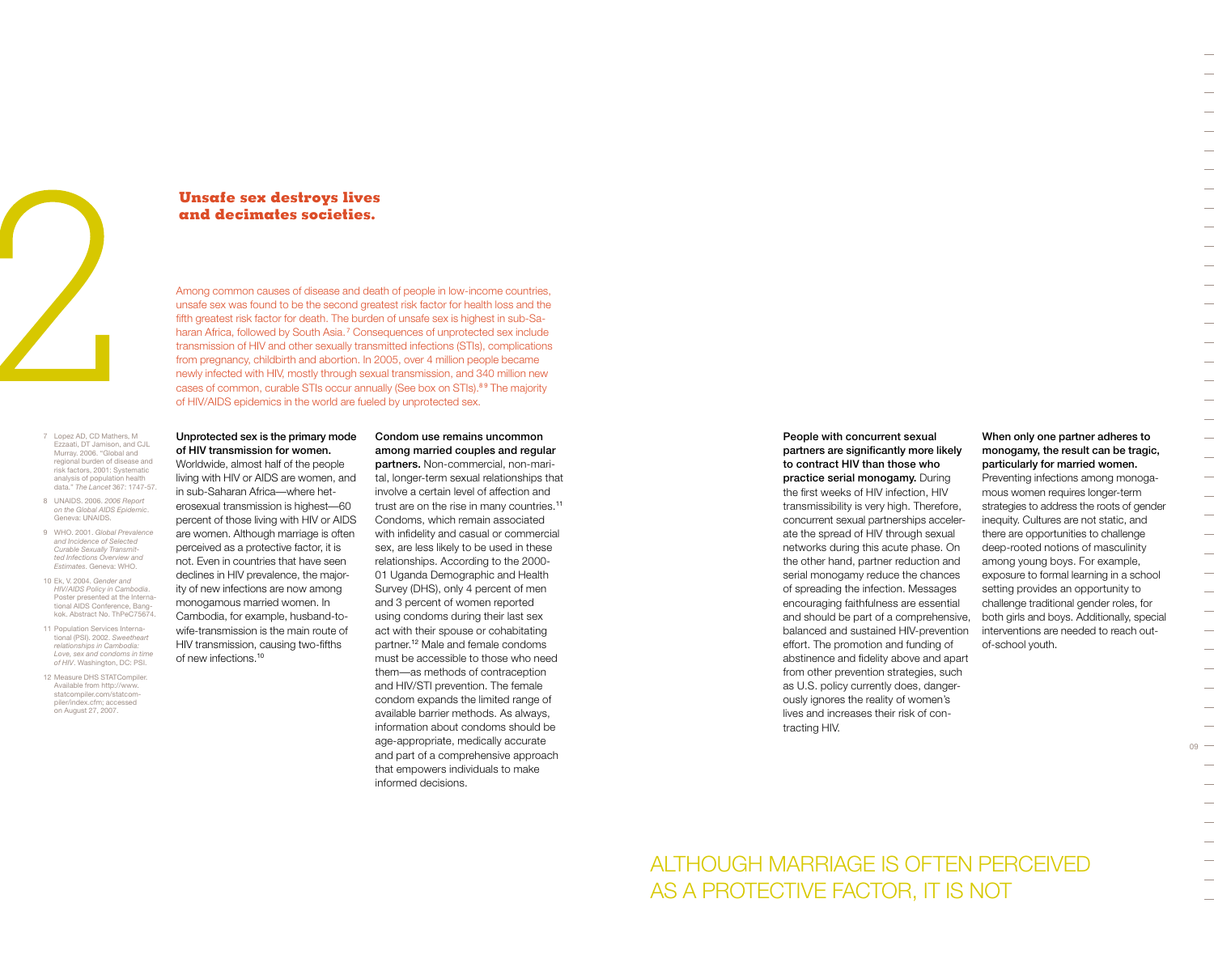# 2

## Unsafe sex destroys lives and decimates societies.

Among common causes of disease and death of people in low-income countries, unsafe sex was found to be the second greatest risk factor for health loss and the fifth greatest risk factor for death. The burden of unsafe sex is highest in sub-Saharan Africa, followed by South Asia.[7] Consequences of unprotected sex include transmission of HIV and other sexually transmitted infections (STIs), complications from pregnancy, childbirth and abortion. In 2005, over 4 million people became newly infected with HIV, mostly through sexual transmission, and 340 million new cases of common, curable STIs occur annually (See box on STIs).[8,9] The majority of HIV/AIDS epidemics in the world are fueled by unprotected sex.

**Unprotected sex is the primary mode of HIV transmission for women.** Worldwide, almost half of the people living with HIV or AIDS are women, and in sub-Saharan Africa—where heterosexual transmission is highest—60 percent of those living with HIV or AIDS are women. Although marriage is often perceived as a protective factor, it is not. Even in countries that have seen declines in HIV prevalence, the majority of new infections are now among monogamous married women. In Cambodia, for example, husband-to-wife-transmission is the main route of HIV transmission, causing two-fifths of new infections.[10]

**Condom use remains uncommon among married couples and regular partners.** Non-commercial, non-marital, longer-term sexual relationships that involve a certain level of affection and trust are on the rise in many countries.[11] Condoms, which remain associated with infidelity and casual or commercial sex, are less likely to be used in these relationships. According to the 2000-01 Uganda Demographic and Health Survey (DHS), only 4 percent of men and 3 percent of women reported using condoms during their last sex act with their spouse or cohabitating partner.[12] Male and female condoms must be accessible to those who need them—as methods of contraception and HIV/STI prevention. The female condom expands the limited range of available barrier methods. As always, information about condoms should be age-appropriate, medically accurate and part of a comprehensive approach that empowers individuals to make informed decisions.

**People with concurrent sexual partners are significantly more likely to contract HIV than those who practice serial monogamy.** During the first weeks of HIV infection, HIV transmissibility is very high. Therefore, concurrent sexual partnerships accelerate the spread of HIV through sexual networks during this acute phase. On the other hand, partner reduction and serial monogamy reduce the chances of spreading the infection. Messages encouraging faithfulness are essential and should be part of a comprehensive, balanced and sustained HIV-prevention effort. The promotion and funding of abstinence and fidelity above and apart from other prevention strategies, such as U.S. policy currently does, dangerously ignores the reality of women's lives and increases their risk of contracting HIV.

**When only one partner adheres to monogamy, the result can be tragic, particularly for married women.** Preventing infections among monogamous women requires longer-term strategies to address the roots of gender inequity. Cultures are not static, and there are opportunities to challenge deep-rooted notions of masculinity among young boys. For example, exposure to formal learning in a school setting provides an opportunity to challenge traditional gender roles, for both girls and boys. Additionally, special interventions are needed to reach out-of-school youth.

ALTHOUGH MARRIAGE IS OFTEN PERCEIVED AS A PROTECTIVE FACTOR, IT IS NOT

7 Lopez AD, CD Mathers, M Ezzaati, DT Jamison, and CJL Murray. 2006. "Global and regional burden of disease and risk factors, 2001: Systematic analysis of population health data." *The Lancet* 367: 1747-57.

8 UNAIDS. 2006. *2006 Report on the Global AIDS Epidemic*. Geneva: UNAIDS.

9 WHO. 2001. *Global Prevalence and Incidence of Selected Curable Sexually Transmitted Infections Overview and Estimates*. Geneva: WHO.

10 Ek, V. 2004. *Gender and HIV/AIDS Policy in Cambodia*. Poster presented at the International AIDS Conference, Bangkok. Abstract No. ThPeC75674.

11 Population Services International (PSI). 2002. *Sweetheart relationships in Cambodia: Love, sex and condoms in time of HIV*. Washington, DC: PSI.

12 Measure DHS STATCompiler. Available from http://www.statcompiler.com/statcompiler/index.cfm; accessed on August 27, 2007.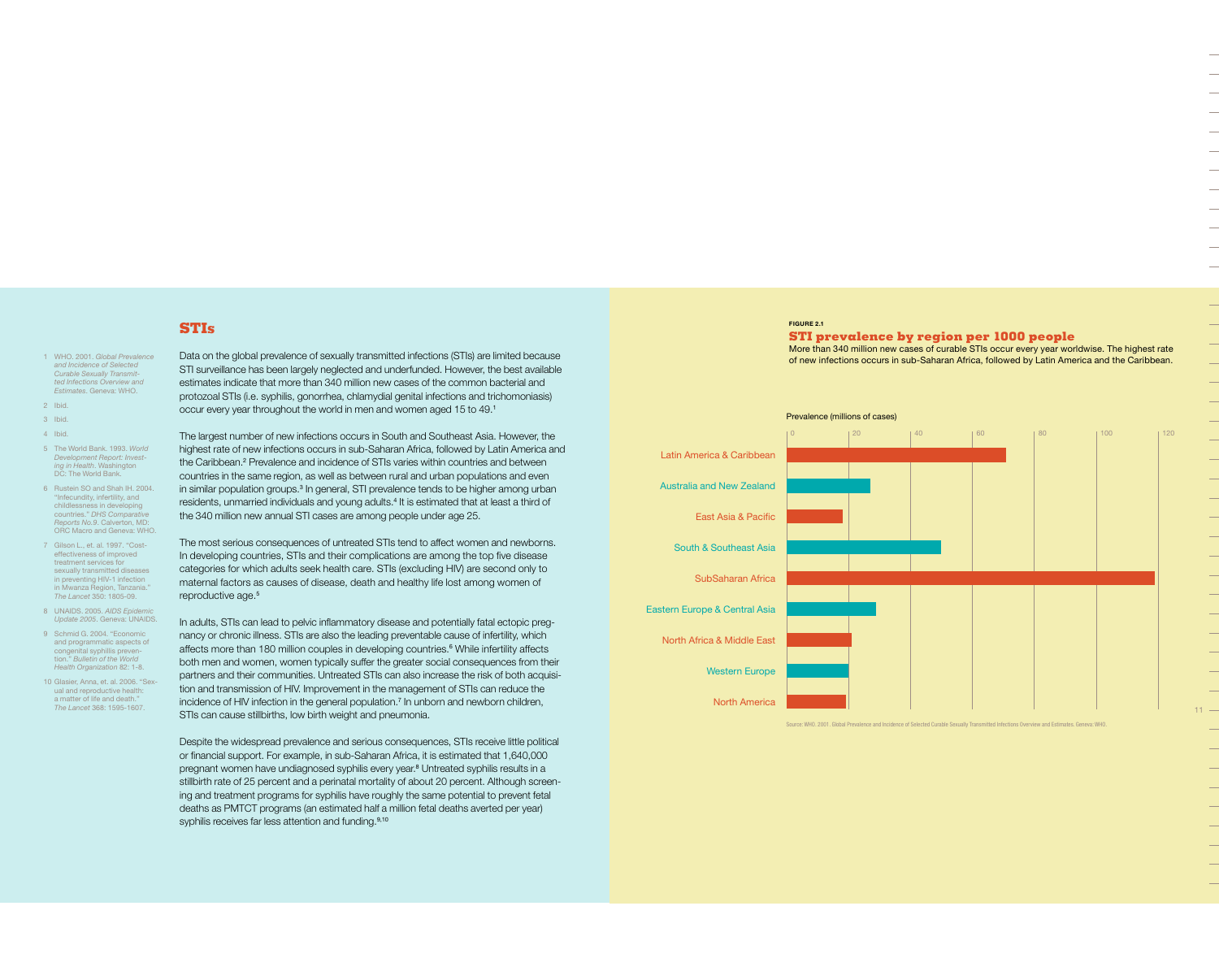## STIs

Data on the global prevalence of sexually transmitted infections (STIs) are limited because STI surveillance has been largely neglected and underfunded. However, the best available estimates indicate that more than 340 million new cases of the common bacterial and protozoal STIs (i.e. syphilis, gonorrhea, chlamydial genital infections and trichomoniasis) occur every year throughout the world in men and women aged 15 to 49.[1]

The largest number of new infections occurs in South and Southeast Asia. However, the highest rate of new infections occurs in sub-Saharan Africa, followed by Latin America and the Caribbean.[2] Prevalence and incidence of STIs varies within countries and between countries in the same region, as well as between rural and urban populations and even in similar population groups.[3] In general, STI prevalence tends to be higher among urban residents, unmarried individuals and young adults.[4] It is estimated that at least a third of the 340 million new annual STI cases are among people under age 25.

The most serious consequences of untreated STIs tend to affect women and newborns. In developing countries, STIs and their complications are among the top five disease categories for which adults seek health care. STIs (excluding HIV) are second only to maternal factors as causes of disease, death and healthy life lost among women of reproductive age.[5]

In adults, STIs can lead to pelvic inflammatory disease and potentially fatal ectopic pregnancy or chronic illness. STIs are also the leading preventable cause of infertility, which affects more than 180 million couples in developing countries.[6] While infertility affects both men and women, women typically suffer the greater social consequences from their partners and their communities. Untreated STIs can also increase the risk of both acquisition and transmission of HIV. Improvement in the management of STIs can reduce the incidence of HIV infection in the general population.[7] In unborn and newborn children, STIs can cause stillbirths, low birth weight and pneumonia.

Despite the widespread prevalence and serious consequences, STIs receive little political or financial support. For example, in sub-Saharan Africa, it is estimated that 1,640,000 pregnant women have undiagnosed syphilis every year.[8] Untreated syphilis results in a stillbirth rate of 25 percent and a perinatal mortality of about 20 percent. Although screening and treatment programs for syphilis have roughly the same potential to prevent fetal deaths as PMTCT programs (an estimated half a million fetal deaths averted per year) syphilis receives far less attention and funding.[9,10]

1. WHO. 2001. *Global Prevalence and Incidence of Selected Curable Sexually Transmitted Infections Overview and Estimates*. Geneva: WHO.
2. Ibid.
3. Ibid.
4. Ibid.
5. The World Bank. 1993. *World Development Report: Investing in Health*. Washington DC: The World Bank.
6. Rustein SO and Shah IH. 2004. "Infecundity, infertility, and childlessness in developing countries." *DHS Comparative Reports No.9*. Calverton, MD: ORC Macro and Geneva: WHO.
7. Gilson L., et. al. 1997. "Cost-effectiveness of improved treatment services for sexually transmitted diseases in preventing HIV-1 infection in Mwanza Region, Tanzania." *The Lancet* 350: 1805-09.
8. UNAIDS. 2005. *AIDS Epidemic Update 2005*. Geneva: UNAIDS.
9. Schmid G. 2004. "Economic and programmatic aspects of congenital syphilis prevention." *Bulletin of the World Health Organization* 82: 1-8.
10. Glasier, Anna, et. al. 2006. "Sexual and reproductive health: a matter of life and death." *The Lancet* 368: 1595-1607.

FIGURE 2.1

### STI prevalence by region per 1000 people

More than 340 million new cases of curable STIs occur every year worldwide. The highest rate of new infections occurs in sub-Saharan Africa, followed by Latin America and the Caribbean.

Prevalence (millions of cases)

| Region | Prevalence (millions of cases, approx.) |
|---|---|
| Latin America & Caribbean | ~71 |
| Australia and New Zealand | ~27 |
| East Asia & Pacific | ~18 |
| South & Southeast Asia | ~50 |
| SubSaharan Africa | ~119 |
| Eastern Europe & Central Asia | ~29 |
| North Africa & Middle East | ~21 |
| Western Europe | ~20 |
| North America | ~19 |

Source: WHO. 2001. Global Prevalence and Incidence of Selected Curable Sexually Transmitted Infections Overview and Estimates. Geneva: WHO.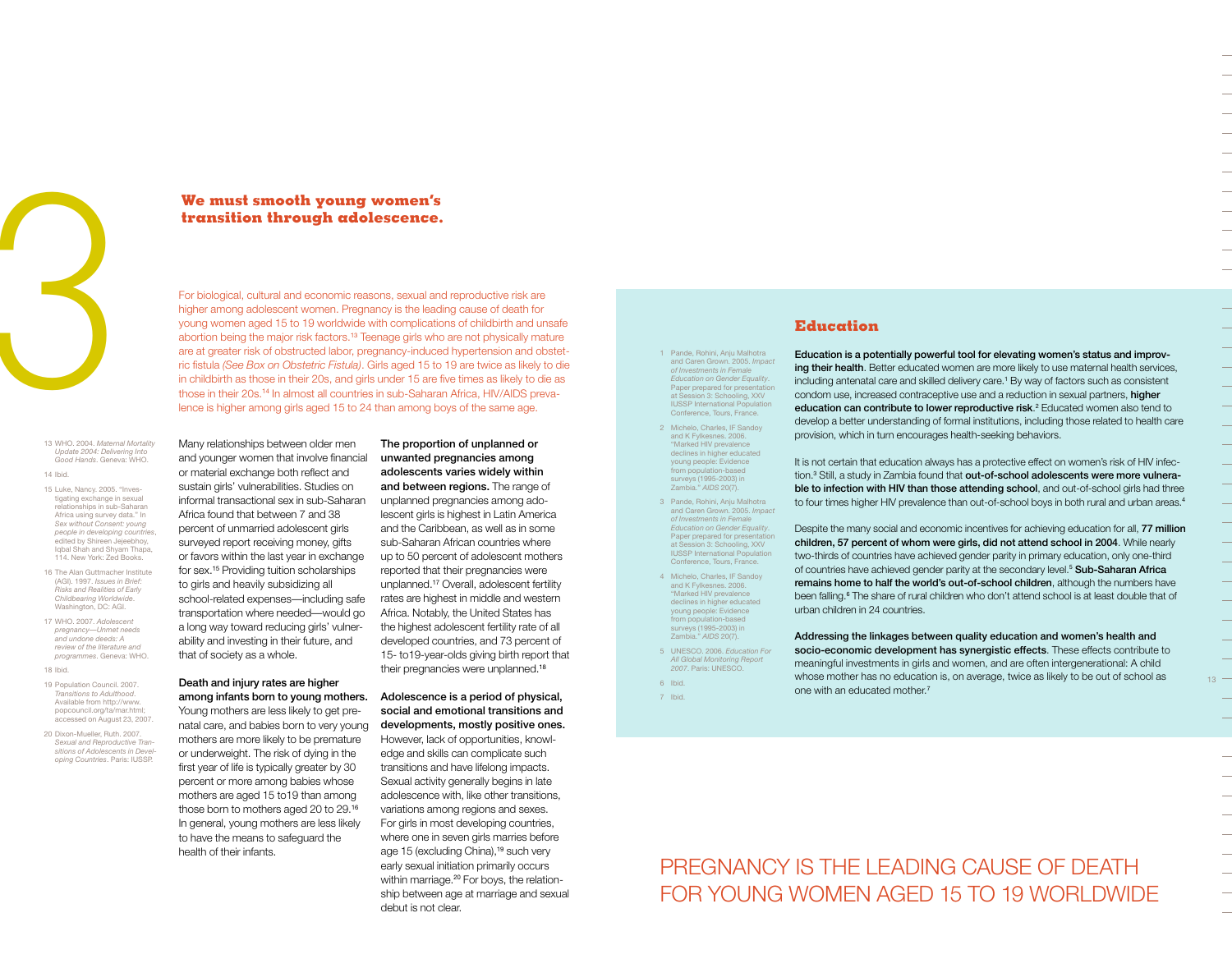# 3

## We must smooth young women's transition through adolescence.

For biological, cultural and economic reasons, sexual and reproductive risk are higher among adolescent women. Pregnancy is the leading cause of death for young women aged 15 to 19 worldwide with complications of childbirth and unsafe abortion being the major risk factors.[13] Teenage girls who are not physically mature are at greater risk of obstructed labor, pregnancy-induced hypertension and obstetric fistula *(See Box on Obstetric Fistula)*. Girls aged 15 to 19 are twice as likely to die in childbirth as those in their 20s, and girls under 15 are five times as likely to die as those in their 20s.[14] In almost all countries in sub-Saharan Africa, HIV/AIDS prevalence is higher among girls aged 15 to 24 than among boys of the same age.

Many relationships between older men and younger women that involve financial or material exchange both reflect and sustain girls' vulnerabilities. Studies on informal transactional sex in sub-Saharan Africa found that between 7 and 38 percent of unmarried adolescent girls surveyed report receiving money, gifts or favors within the last year in exchange for sex.[15] Providing tuition scholarships to girls and heavily subsidizing all school-related expenses—including safe transportation where needed—would go a long way toward reducing girls' vulnerability and investing in their future, and that of society as a whole.

**Death and injury rates are higher among infants born to young mothers.** Young mothers are less likely to get prenatal care, and babies born to very young mothers are more likely to be premature or underweight. The risk of dying in the first year of life is typically greater by 30 percent or more among babies whose mothers are aged 15 to19 than among those born to mothers aged 20 to 29.[16] In general, young mothers are less likely to have the means to safeguard the health of their infants.

**The proportion of unplanned or unwanted pregnancies among adolescents varies widely within and between regions.** The range of unplanned pregnancies among adolescent girls is highest in Latin America and the Caribbean, as well as in some sub-Saharan African countries where up to 50 percent of adolescent mothers reported that their pregnancies were unplanned.[17] Overall, adolescent fertility rates are highest in middle and western Africa. Notably, the United States has the highest adolescent fertility rate of all developed countries, and 73 percent of 15- to19-year-olds giving birth report that their pregnancies were unplanned.[18]

**Adolescence is a period of physical, social and emotional transitions and developments, mostly positive ones.** However, lack of opportunities, knowledge and skills can complicate such transitions and have lifelong impacts. Sexual activity generally begins in late adolescence with, like other transitions, variations among regions and sexes. For girls in most developing countries, where one in seven girls marries before age 15 (excluding China),[19] such very early sexual initiation primarily occurs within marriage.[20] For boys, the relationship between age at marriage and sexual debut is not clear.

13 WHO. 2004. *Maternal Mortality Update 2004: Delivering Into Good Hands*. Geneva: WHO.

14 Ibid.

15 Luke, Nancy. 2005. "Investigating exchange in sexual relationships in sub-Saharan Africa using survey data." In *Sex without Consent: young people in developing countries*, edited by Shireen Jejeebhoy, Iqbal Shah and Shyam Thapa, 114. New York: Zed Books.

16 The Alan Guttmacher Institute (AGI). 1997. *Issues in Brief: Risks and Realities of Early Childbearing Worldwide*. Washington, DC: AGI.

17 WHO. 2007. *Adolescent pregnancy—Unmet needs and undone deeds: A review of the literature and programmes*. Geneva: WHO.

18 Ibid.

19 Population Council. 2007. *Transitions to Adulthood*. Available from http://www.popcouncil.org/ta/mar.html; accessed on August 23, 2007.

20 Dixon-Mueller, Ruth. 2007. *Sexual and Reproductive Transitions of Adolescents in Developing Countries*. Paris: IUSSP.

### Education

**Education is a potentially powerful tool for elevating women's status and improving their health**. Better educated women are more likely to use maternal health services, including antenatal care and skilled delivery care.[1] By way of factors such as consistent condom use, increased contraceptive use and a reduction in sexual partners, **higher education can contribute to lower reproductive risk**.[2] Educated women also tend to develop a better understanding of formal institutions, including those related to health care provision, which in turn encourages health-seeking behaviors.

It is not certain that education always has a protective effect on women's risk of HIV infection.[3] Still, a study in Zambia found that **out-of-school adolescents were more vulnerable to infection with HIV than those attending school**, and out-of-school girls had three to four times higher HIV prevalence than out-of-school boys in both rural and urban areas.[4]

Despite the many social and economic incentives for achieving education for all, **77 million children, 57 percent of whom were girls, did not attend school in 2004**. While nearly two-thirds of countries have achieved gender parity in primary education, only one-third of countries have achieved gender parity at the secondary level.[5] **Sub-Saharan Africa remains home to half the world's out-of-school children**, although the numbers have been falling.[6] The share of rural children who don't attend school is at least double that of urban children in 24 countries.

**Addressing the linkages between quality education and women's health and socio-economic development has synergistic effects**. These effects contribute to meaningful investments in girls and women, and are often intergenerational: A child whose mother has no education is, on average, twice as likely to be out of school as one with an educated mother.[7]

1 Pande, Rohini, Anju Malhotra and Caren Grown. 2005. *Impact of Investments in Female Education on Gender Equality*. Paper prepared for presentation at Session 3: Schooling, XXV IUSSP International Population Conference, Tours, France.

2 Michelo, Charles, IF Sandoy and K Fylkesnes. 2006. "Marked HIV prevalence declines in higher educated young people: Evidence from population-based surveys (1995-2003) in Zambia." *AIDS* 20(7).

3 Pande, Rohini, Anju Malhotra and Caren Grown. 2005. *Impact of Investments in Female Education on Gender Equality*. Paper prepared for presentation at Session 3: Schooling, XXV IUSSP International Population Conference, Tours, France.

4 Michelo, Charles, IF Sandoy and K Fylkesnes. 2006. "Marked HIV prevalence declines in higher educated young people: Evidence from population-based surveys (1995-2003) in Zambia." *AIDS* 20(7).

5 UNESCO. 2006. *Education For All Global Monitoring Report 2007*. Paris: UNESCO.

6 Ibid.

7 Ibid.

PREGNANCY IS THE LEADING CAUSE OF DEATH FOR YOUNG WOMEN AGED 15 TO 19 WORLDWIDE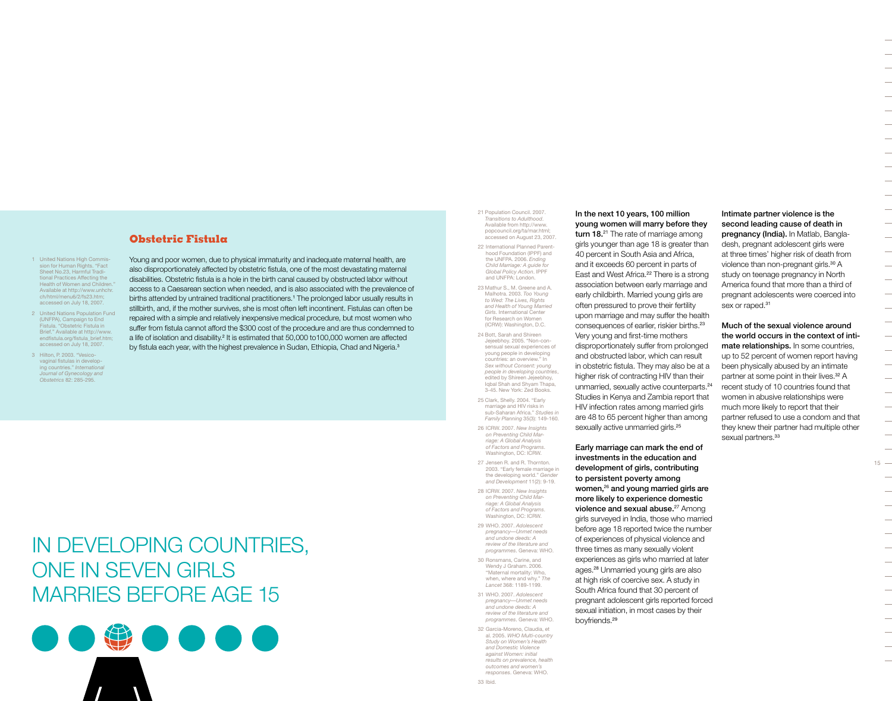## Obstetric Fistula

Young and poor women, due to physical immaturity and inadequate maternal health, are also disproportionately affected by obstetric fistula, one of the most devastating maternal disabilities. Obstetric fistula is a hole in the birth canal caused by obstructed labor without access to a Caesarean section when needed, and is also associated with the prevalence of births attended by untrained traditional practitioners.[1] The prolonged labor usually results in stillbirth, and, if the mother survives, she is most often left incontinent. Fistulas can often be repaired with a simple and relatively inexpensive medical procedure, but most women who suffer from fistula cannot afford the $300 cost of the procedure and are thus condemned to a life of isolation and disability.[2] It is estimated that 50,000 to100,000 women are affected by fistula each year, with the highest prevalence in Sudan, Ethiopia, Chad and Nigeria.[3]

1 United Nations High Commission for Human Rights. "Fact Sheet No.23, Harmful Traditional Practices Affecting the Health of Women and Children." Available at http://www.unhchr.ch/html/menu6/2/fs23.htm; accessed on July 18, 2007.

2 United Nations Population Fund (UNFPA), Campaign to End Fistula. "Obstetric Fistula in Brief." Available at http://www.endfistula.org/fistula_brief.htm; accessed on July 18, 2007.

3 Hilton, P. 2003. "Vesico-vaginal fistulas in developing countries." *International Journal of Gynecology and Obstetrics* 82: 285-295.

# IN DEVELOPING COUNTRIES, ONE IN SEVEN GIRLS MARRIES BEFORE AGE 15

**In the next 10 years, 100 million young women will marry before they turn 18.**[21] The rate of marriage among girls younger than age 18 is greater than 40 percent in South Asia and Africa, and it exceeds 60 percent in parts of East and West Africa.[22] There is a strong association between early marriage and early childbirth. Married young girls are often pressured to prove their fertility upon marriage and may suffer the health consequences of earlier, riskier births.[23] Very young and first-time mothers disproportionately suffer from prolonged and obstructed labor, which can result in obstetric fistula. They may also be at a higher risk of contracting HIV than their unmarried, sexually active counterparts.[24] Studies in Kenya and Zambia report that HIV infection rates among married girls are 48 to 65 percent higher than among sexually active unmarried girls.[25]

**Early marriage can mark the end of investments in the education and development of girls, contributing to persistent poverty among women,[26] and young married girls are more likely to experience domestic violence and sexual abuse.[27]** Among girls surveyed in India, those who married before age 18 reported twice the number of experiences of physical violence and three times as many sexually violent experiences as girls who married at later ages.[28] Unmarried young girls are also at high risk of coercive sex. A study in South Africa found that 30 percent of pregnant adolescent girls reported forced sexual initiation, in most cases by their boyfriends.[29]

**Intimate partner violence is the second leading cause of death in pregnancy (India).** In Matlab, Bangladesh, pregnant adolescent girls were at three times' higher risk of death from violence than non-pregnant girls.[30] A study on teenage pregnancy in North America found that more than a third of pregnant adolescents were coerced into sex or raped.[31]

**Much of the sexual violence around the world occurs in the context of intimate relationships.** In some countries, up to 52 percent of women report having been physically abused by an intimate partner at some point in their lives.[32] A recent study of 10 countries found that women in abusive relationships were much more likely to report that their partner refused to use a condom and that they knew their partner had multiple other sexual partners.[33]

21 Population Council. 2007. *Transitions to Adulthood*. Available from http://www.popcouncil.org/ta/mar.html; accessed on August 23, 2007.

22 International Planned Parenthood Foundation (IPPF) and the UNFPA. 2006. *Ending Child Marriage: A guide for Global Policy Action*. IPPF and UNFPA: London.

23 Mathur S., M. Greene and A. Malhotra. 2003. *Too Young to Wed: The Lives, Rights and Health of Young Married Girls*. International Center for Research on Women (ICRW): Washington, D.C.

24 Bott, Sarah and Shireen Jejeebhoy. 2005. "Non-consensual sexual experiences of young people in developing countries: an overview." In *Sex without Consent: young people in developing countries*, edited by Shireen Jejeebhoy, Iqbal Shah and Shyam Thapa, 3-45. New York: Zed Books.

25 Clark, Shelly. 2004. "Early marriage and HIV risks in sub-Saharan Africa." *Studies in Family Planning* 35(3): 149-160.

26 ICRW. 2007. *New Insights on Preventing Child Marriage: A Global Analysis of Factors and Programs*. Washington, DC: ICRW.

27 Jensen R. and R. Thornton. 2003. "Early female marriage in the developing world." *Gender and Development* 11(2): 9-19.

28 ICRW. 2007. *New Insights on Preventing Child Marriage: A Global Analysis of Factors and Programs*. Washington, DC: ICRW.

29 WHO. 2007. *Adolescent pregnancy—Unmet needs and undone deeds: A review of the literature and programmes*. Geneva: WHO.

30 Ronsmans, Carine, and Wendy J Graham. 2006. "Maternal mortality: Who, when, where and why." *The Lancet* 368: 1189-1199.

31 WHO. 2007. *Adolescent pregnancy—Unmet needs and undone deeds: A review of the literature and programmes*. Geneva: WHO.

32 Garcia-Moreno, Claudia, et al. 2005. *WHO Multi-country Study on Women's Health and Domestic Violence against Women: initial results on prevalence, health outcomes and women's responses*. Geneva: WHO.

33 Ibid.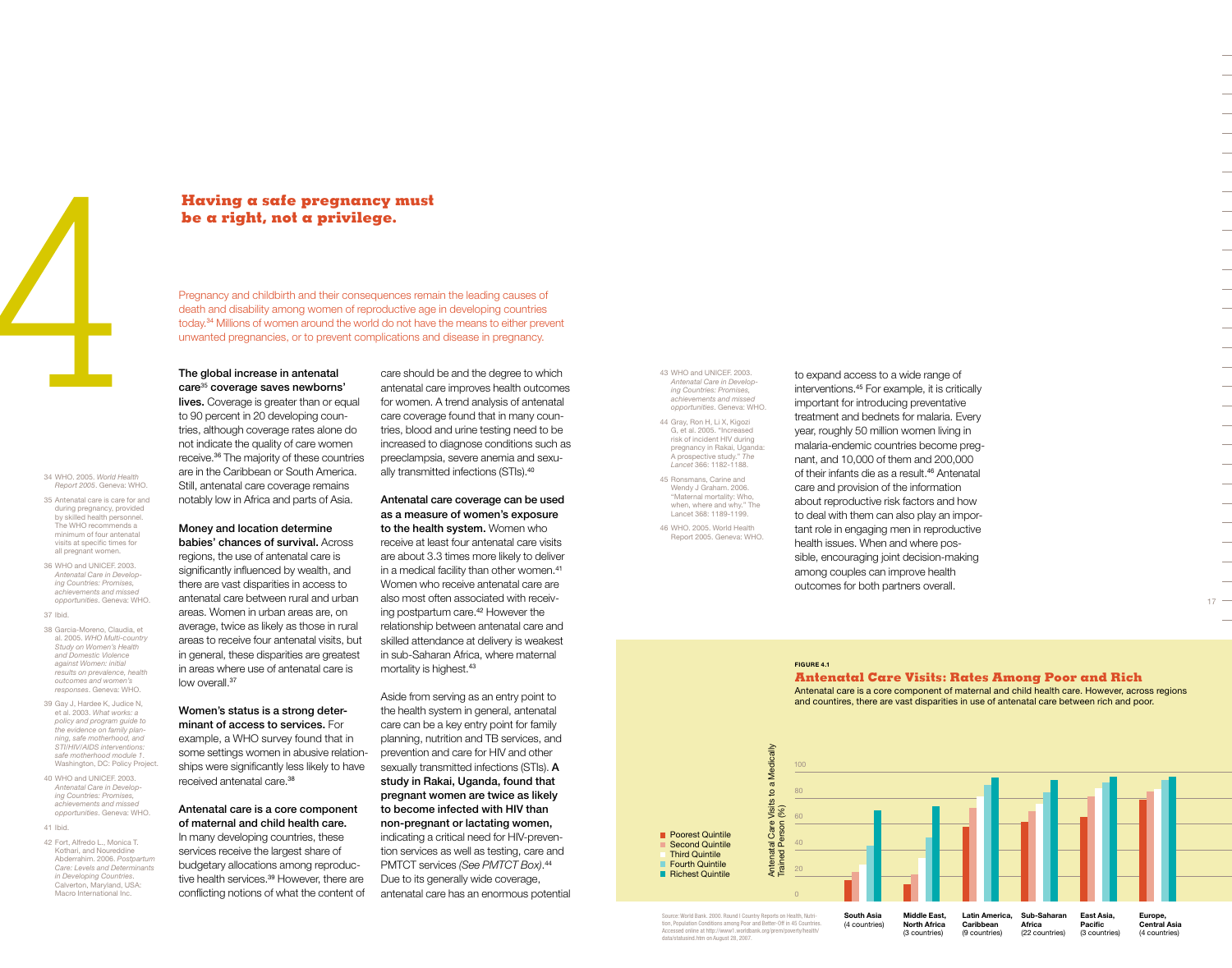# 4

## Having a safe pregnancy must be a right, not a privilege.

Pregnancy and childbirth and their consequences remain the leading causes of death and disability among women of reproductive age in developing countries today.[34] Millions of women around the world do not have the means to either prevent unwanted pregnancies, or to prevent complications and disease in pregnancy.

**The global increase in antenatal care[35] coverage saves newborns' lives.** Coverage is greater than or equal to 90 percent in 20 developing countries, although coverage rates alone do not indicate the quality of care women receive.[36] The majority of these countries are in the Caribbean or South America. Still, antenatal care coverage remains notably low in Africa and parts of Asia.

**Money and location determine babies' chances of survival.** Across regions, the use of antenatal care is significantly influenced by wealth, and there are vast disparities in access to antenatal care between rural and urban areas. Women in urban areas are, on average, twice as likely as those in rural areas to receive four antenatal visits, but in general, these disparities are greatest in areas where use of antenatal care is low overall.[37]

**Women's status is a strong determinant of access to services.** For example, a WHO survey found that in some settings women in abusive relationships were significantly less likely to have received antenatal care.[38]

**Antenatal care is a core component of maternal and child health care.** In many developing countries, these services receive the largest share of budgetary allocations among reproductive health services.[39] However, there are conflicting notions of what the content of care should be and the degree to which antenatal care improves health outcomes for women. A trend analysis of antenatal care coverage found that in many countries, blood and urine testing need to be increased to diagnose conditions such as preeclampsia, severe anemia and sexually transmitted infections (STIs).[40]

**Antenatal care coverage can be used as a measure of women's exposure to the health system.** Women who receive at least four antenatal care visits are about 3.3 times more likely to deliver in a medical facility than other women.[41] Women who receive antenatal care are also most often associated with receiving postpartum care.[42] However the relationship between antenatal care and skilled attendance at delivery is weakest in sub-Saharan Africa, where maternal mortality is highest.[43]

Aside from serving as an entry point to the health system in general, antenatal care can be a key entry point for family planning, nutrition and TB services, and prevention and care for HIV and other sexually transmitted infections (STIs). **A study in Rakai, Uganda, found that pregnant women are twice as likely to become infected with HIV than non-pregnant or lactating women,** indicating a critical need for HIV-prevention services as well as testing, care and PMTCT services *(See PMTCT Box)*.[44] Due to its generally wide coverage, antenatal care has an enormous potential to expand access to a wide range of interventions.[45] For example, it is critically important for introducing preventative treatment and bednets for malaria. Every year, roughly 50 million women living in malaria-endemic countries become pregnant, and 10,000 of them and 200,000 of their infants die as a result.[46] Antenatal care and provision of the information about reproductive risk factors and how to deal with them can also play an important role in engaging men in reproductive health issues. When and where possible, encouraging joint decision-making among couples can improve health outcomes for both partners overall.

34 WHO. 2005. *World Health Report 2005*. Geneva: WHO.

35 Antenatal care is care for and during pregnancy, provided by skilled health personnel. The WHO recommends a minimum of four antenatal visits at specific times for all pregnant women.

36 WHO and UNICEF. 2003. *Antenatal Care in Developing Countries: Promises, achievements and missed opportunities*. Geneva: WHO.

37 Ibid.

38 Garcia-Moreno, Claudia, et al. 2005. *WHO Multi-country Study on Women's Health and Domestic Violence against Women: initial results on prevalence, health outcomes and women's responses*. Geneva: WHO.

39 Gay J, Hardee K, Judice N, et al. 2003. *What works: a policy and program guide to the evidence on family planning, safe motherhood, and STI/HIV/AIDS interventions: safe motherhood module 1*. Washington, DC: Policy Project.

40 WHO and UNICEF. 2003. *Antenatal Care in Developing Countries: Promises, achievements and missed opportunities*. Geneva: WHO.

41 Ibid.

42 Fort, Alfredo L., Monica T. Kothari, and Noureddine Abderrahim. 2006. *Postpartum Care: Levels and Determinants in Developing Countries*. Calverton, Maryland, USA: Macro International Inc.

43 WHO and UNICEF. 2003. *Antenatal Care in Developing Countries: Promises, achievements and missed opportunities*. Geneva: WHO.

44 Gray, Ron H, Li X, Kigozi G, et al. 2005. "Increased risk of incident HIV during pregnancy in Rakai, Uganda: A prospective study." *The Lancet* 366: 1182-1188.

45 Ronsmans, Carine and Wendy J Graham. 2006. "Maternal mortality: Who, when, where and why." The Lancet 368: 1189-1199.

46 WHO. 2005. World Health Report 2005. Geneva: WHO.

FIGURE 4.1

### Antenatal Care Visits: Rates Among Poor and Rich

Antenatal care is a core component of maternal and child health care. However, across regions and countires, there are vast disparities in use of antenatal care between rich and poor.

Source: World Bank. 2000. Round I Country Reports on Health, Nutrition, Population Conditions among Poor and Better-Off in 45 Countries. Accessed online at http://www1.worldbank.org/prem/poverty/health/data/statusind.htm on August 28, 2007.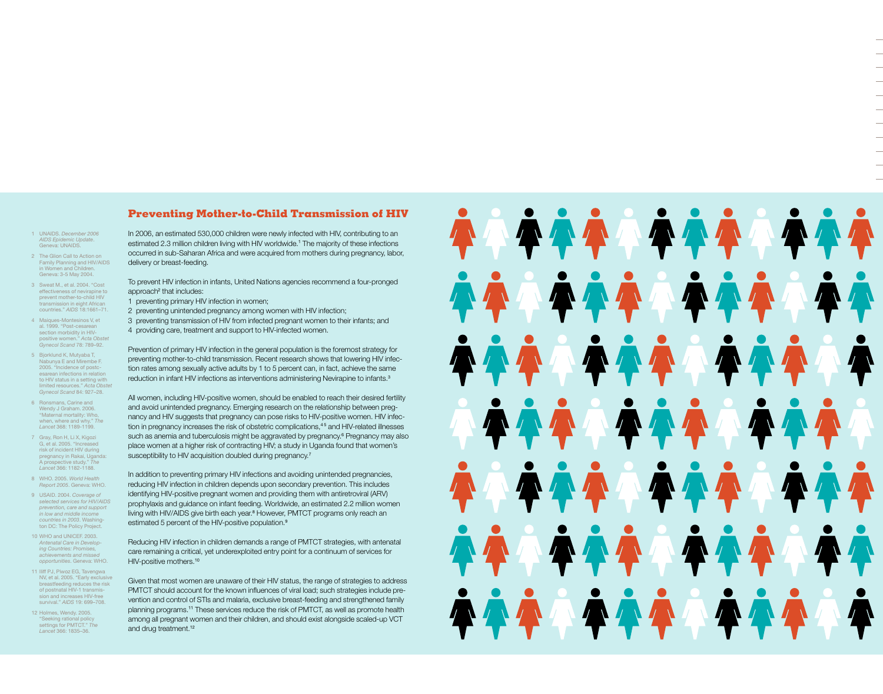## Preventing Mother-to-Child Transmission of HIV

In 2006, an estimated 530,000 children were newly infected with HIV, contributing to an estimated 2.3 million children living with HIV worldwide.[1] The majority of these infections occurred in sub-Saharan Africa and were acquired from mothers during pregnancy, labor, delivery or breast-feeding.

To prevent HIV infection in infants, United Nations agencies recommend a four-pronged approach[2] that includes:

1 preventing primary HIV infection in women;
2 preventing unintended pregnancy among women with HIV infection;
3 preventing transmission of HIV from infected pregnant women to their infants; and
4 providing care, treatment and support to HIV-infected women.

Prevention of primary HIV infection in the general population is the foremost strategy for preventing mother-to-child transmission. Recent research shows that lowering HIV infection rates among sexually active adults by 1 to 5 percent can, in fact, achieve the same reduction in infant HIV infections as interventions administering Nevirapine to infants.[3]

All women, including HIV-positive women, should be enabled to reach their desired fertility and avoid unintended pregnancy. Emerging research on the relationship between pregnancy and HIV suggests that pregnancy can pose risks to HIV-positive women. HIV infection in pregnancy increases the risk of obstetric complications,[4,5] and HIV-related illnesses such as anemia and tuberculosis might be aggravated by pregnancy.[6] Pregnancy may also place women at a higher risk of contracting HIV; a study in Uganda found that women's susceptibility to HIV acquisition doubled during pregnancy.[7]

In addition to preventing primary HIV infections and avoiding unintended pregnancies, reducing HIV infection in children depends upon secondary prevention. This includes identifying HIV-positive pregnant women and providing them with antiretroviral (ARV) prophylaxis and guidance on infant feeding. Worldwide, an estimated 2.2 million women living with HIV/AIDS give birth each year.[8] However, PMTCT programs only reach an estimated 5 percent of the HIV-positive population.[9]

Reducing HIV infection in children demands a range of PMTCT strategies, with antenatal care remaining a critical, yet underexploited entry point for a continuum of services for HIV-positive mothers.[10]

Given that most women are unaware of their HIV status, the range of strategies to address PMTCT should account for the known influences of viral load; such strategies include prevention and control of STIs and malaria, exclusive breast-feeding and strengthened family planning programs.[11] These services reduce the risk of PMTCT, as well as promote health among all pregnant women and their children, and should exist alongside scaled-up VCT and drug treatment.[12]

1 UNAIDS. *December 2006 AIDS Epidemic Update*. Geneva: UNAIDS.

2 The Glion Call to Action on Family Planning and HIV/AIDS in Women and Children. Geneva: 3-5 May 2004.

3 Sweat M., et al. 2004. "Cost effectiveness of nevirapine to prevent mother-to-child HIV transmission in eight African countries." *AIDS* 18:1661–71.

4 Maiques-Montesinos V, et al. 1999. "Post-cesarean section morbidity in HIV-positive women." *Acta Obstet Gynecol Scand* 78: 789–92.

5 Bjorklund K, Mutyaba T, Nabunya E and Mirembe F. 2005. "Incidence of postcesarean infections in relation to HIV status in a setting with limited resources." *Acta Obstet Gynecol Scand* 84: 927–28.

6 Ronsmans, Carine and Wendy J Graham. 2006. "Maternal mortality: Who, when, where and why." *The Lancet* 368: 1189-1199.

7 Gray, Ron H, Li X, Kigozi G, et al. 2005. "Increased risk of incident HIV during pregnancy in Rakai, Uganda: A prospective study." *The Lancet* 366: 1182-1188.

8 WHO. 2005. *World Health Report 2005*. Geneva: WHO.

9 USAID. 2004. *Coverage of selected services for HIV/AIDS prevention, care and support in low and middle income countries in 2003*. Washington DC: The Policy Project.

10 WHO and UNICEF. 2003. *Antenatal Care in Developing Countries: Promises, achievements and missed opportunities*. Geneva: WHO.

11 Iliff PJ, Piwoz EG, Tavengwa NV, et al. 2005. "Early exclusive breastfeeding reduces the risk of postnatal HIV-1 transmission and increases HIV-free survival." *AIDS* 19: 699–708.

12 Holmes, Wendy. 2005. "Seeking rational policy settings for PMTCT." *The Lancet* 366: 1835–36.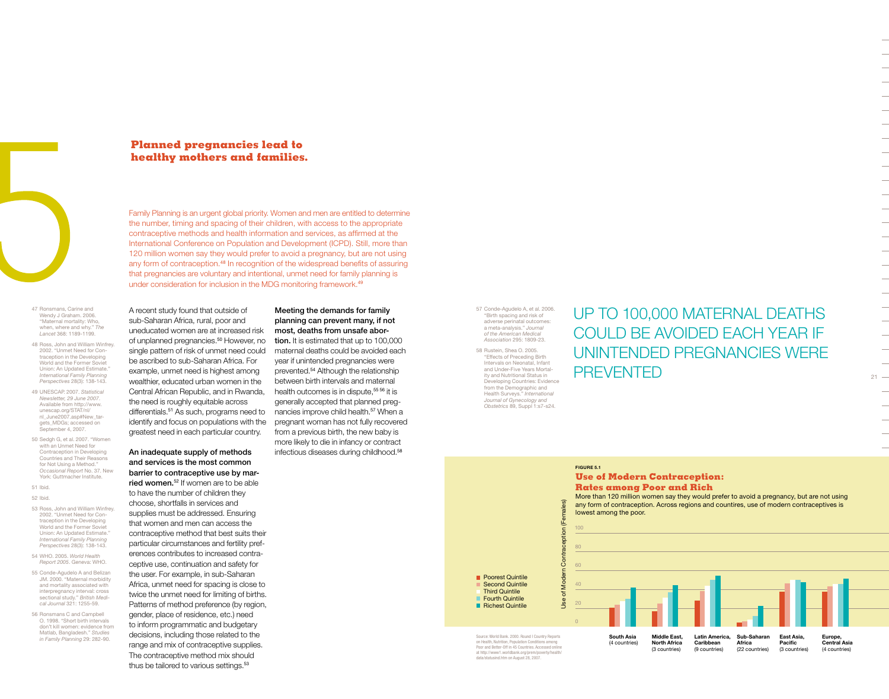# 5

## Planned pregnancies lead to healthy mothers and families.

Family Planning is an urgent global priority. Women and men are entitled to determine the number, timing and spacing of their children, with access to the appropriate contraceptive methods and health information and services, as affirmed at the International Conference on Population and Development (ICPD). Still, more than 120 million women say they would prefer to avoid a pregnancy, but are not using any form of contraception.[48] In recognition of the widespread benefits of assuring that pregnancies are voluntary and intentional, unmet need for family planning is under consideration for inclusion in the MDG monitoring framework.[49]

A recent study found that outside of sub-Saharan Africa, rural, poor and uneducated women are at increased risk of unplanned pregnancies.[50] However, no single pattern of risk of unmet need could be ascribed to sub-Saharan Africa. For example, unmet need is highest among wealthier, educated urban women in the Central African Republic, and in Rwanda, the need is roughly equitable across differentials.[51] As such, programs need to identify and focus on populations with the greatest need in each particular country.

**An inadequate supply of methods and services is the most common barrier to contraceptive use by married women.**[52] If women are to be able to have the number of children they choose, shortfalls in services and supplies must be addressed. Ensuring that women and men can access the contraceptive method that best suits their particular circumstances and fertility preferences contributes to increased contraceptive use, continuation and safety for the user. For example, in sub-Saharan Africa, unmet need for spacing is close to twice the unmet need for limiting of births. Patterns of method preference (by region, gender, place of residence, etc.) need to inform programmatic and budgetary decisions, including those related to the range and mix of contraceptive supplies. The contraceptive method mix should thus be tailored to various settings.[53]

**Meeting the demands for family planning can prevent many, if not most, deaths from unsafe abortion.** It is estimated that up to 100,000 maternal deaths could be avoided each year if unintended pregnancies were prevented.[54] Although the relationship between birth intervals and maternal health outcomes is in dispute,[55 56] it is generally accepted that planned pregnancies improve child health.[57] When a pregnant woman has not fully recovered from a previous birth, the new baby is more likely to die in infancy or contract infectious diseases during childhood.[58]

UP TO 100,000 MATERNAL DEATHS COULD BE AVOIDED EACH YEAR IF UNINTENDED PREGNANCIES WERE PREVENTED

47 Ronsmans, Carine and Wendy J Graham. 2006. "Maternal mortality: Who, when, where and why." *The Lancet* 368: 1189-1199.

48 Ross, John and William Winfrey. 2002. "Unmet Need for Contraception in the Developing World and the Former Soviet Union: An Updated Estimate." *International Family Planning Perspectives* 28(3): 138-143.

49 UNESCAP. 2007. *Statistical Newsletter, 29 June 2007*. Available from http://www.unescap.org/STAT/nl/nl_June2007.asp#New_targets_MDGs; accessed on September 4, 2007.

50 Sedgh G, et al. 2007. "Women with an Unmet Need for Contraception in Developing Countries and Their Reasons for Not Using a Method." *Occasional Report* No. 37. New York: Guttmacher Institute.

51 Ibid.

52 Ibid.

53 Ross, John and William Winfrey. 2002. "Unmet Need for Contraception in the Developing World and the Former Soviet Union: An Updated Estimate." *International Family Planning Perspectives* 28(3): 138-143.

54 WHO. 2005. *World Health Report 2005*. Geneva: WHO.

55 Conde-Agudelo A and Belizan JM. 2000. "Maternal morbidity and mortality associated with interpregnancy interval: cross sectional study." *British Medical Journal* 321: 1255-59.

56 Ronsmans C and Campbell O. 1998. "Short birth intervals don't kill women: evidence from Matlab, Bangladesh." *Studies in Family Planning* 29: 282-90.

57 Conde-Agudelo A, et al. 2006. "Birth spacing and risk of adverse perinatal outcomes: a meta-analysis." *Journal of the American Medical Association* 295: 1809-23.

58 Rustein, Shea O. 2005. "Effects of Preceding Birth Intervals on Neonatal, Infant and Under-Five Years Mortality and Nutritional Status in Developing Countries: Evidence from the Demographic and Health Surveys." *International Journal of Gynecology and Obstetrics* 89, Suppl 1:s7-s24.

**FIGURE 5.1**

### Use of Modern Contraception: Rates among Poor and Rich

More than 120 million women say they would prefer to avoid a pregnancy, but are not using any form of contraception. Across regions and countires, use of modern contraceptives is lowest among the poor.

Use of Modern Contraception (Females): 0–100

Legend: Poorest Quintile, Second Quintile, Third Quintile, Fourth Quintile, Richest Quintile

Regions: South Asia (4 countries); Middle East, North Africa (3 countries); Latin America, Caribbean (9 countries); Sub-Saharan Africa (22 countries); East Asia, Pacific (3 countries); Europe, Central Asia (4 countries)

Source: World Bank. 2000. Round I Country Reports on Health, Nutrition, Population Conditions among Poor and Better-Off in 45 Countries. Accessed online at http://www1.worldbank.org/prem/poverty/health/data/statusind.htm on August 28, 2007.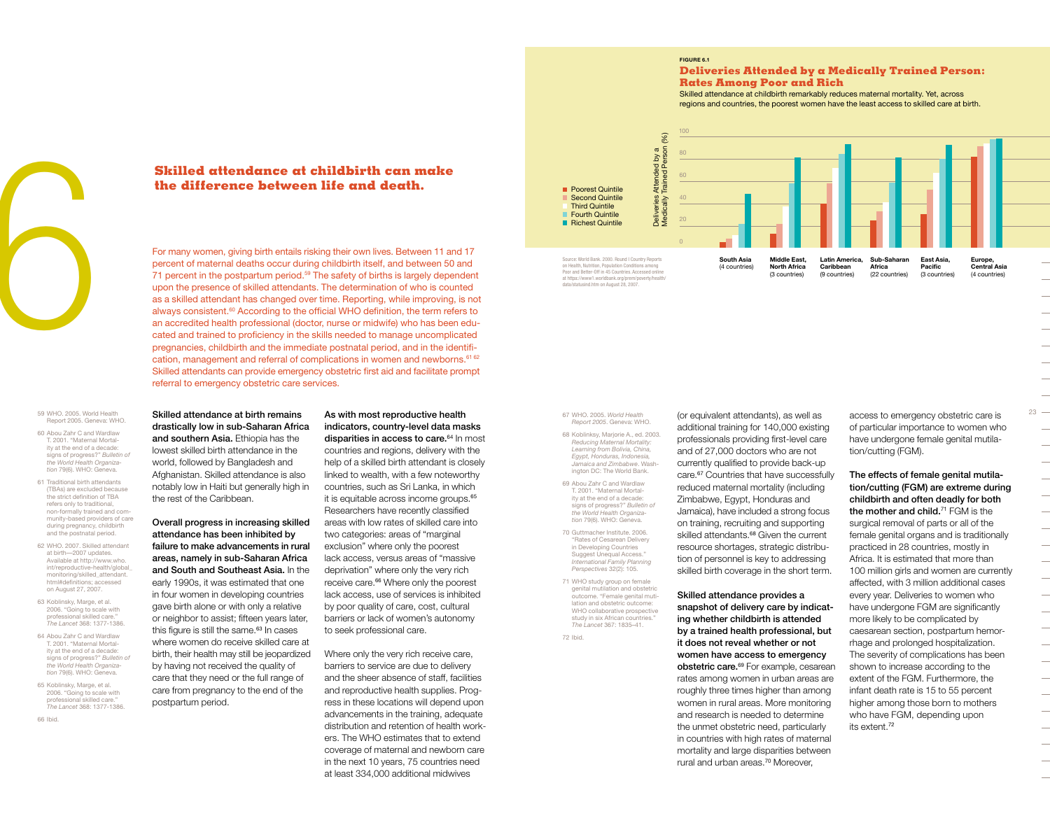# 6

## Skilled attendance at childbirth can make the difference between life and death.

For many women, giving birth entails risking their own lives. Between 11 and 17 percent of maternal deaths occur during childbirth itself, and between 50 and 71 percent in the postpartum period.[59] The safety of births is largely dependent upon the presence of skilled attendants. The determination of who is counted as a skilled attendant has changed over time. Reporting, while improving, is not always consistent.[60] According to the official WHO definition, the term refers to an accredited health professional (doctor, nurse or midwife) who has been educated and trained to proficiency in the skills needed to manage uncomplicated pregnancies, childbirth and the immediate postnatal period, and in the identification, management and referral of complications in women and newborns.[61 62] Skilled attendants can provide emergency obstetric first aid and facilitate prompt referral to emergency obstetric care services.

**Skilled attendance at birth remains drastically low in sub-Saharan Africa and southern Asia.** Ethiopia has the lowest skilled birth attendance in the world, followed by Bangladesh and Afghanistan. Skilled attendance is also notably low in Haiti but generally high in the rest of the Caribbean.

**Overall progress in increasing skilled attendance has been inhibited by failure to make advancements in rural areas, namely in sub-Saharan Africa and South and Southeast Asia.** In the early 1990s, it was estimated that one in four women in developing countries gave birth alone or with only a relative or neighbor to assist; fifteen years later, this figure is still the same.[63] In cases where women do receive skilled care at birth, their health may still be jeopardized by having not received the quality of care that they need or the full range of care from pregnancy to the end of the postpartum period.

**As with most reproductive health indicators, country-level data masks disparities in access to care.**[64] In most countries and regions, delivery with the help of a skilled birth attendant is closely linked to wealth, with a few noteworthy countries, such as Sri Lanka, in which it is equitable across income groups.[65] Researchers have recently classified areas with low rates of skilled care into two categories: areas of "marginal exclusion" where only the poorest lack access, versus areas of "massive deprivation" where only the very rich receive care.[66] Where only the poorest lack access, use of services is inhibited by poor quality of care, cost, cultural barriers or lack of women's autonomy to seek professional care.

Where only the very rich receive care, barriers to service are due to delivery and the sheer absence of staff, facilities and reproductive health supplies. Progress in these locations will depend upon advancements in the training, adequate distribution and retention of health workers. The WHO estimates that to extend coverage of maternal and newborn care in the next 10 years, 75 countries need at least 334,000 additional midwives (or equivalent attendants), as well as additional training for 140,000 existing professionals providing first-level care and of 27,000 doctors who are not currently qualified to provide back-up care.[67] Countries that have successfully reduced maternal mortality (including Zimbabwe, Egypt, Honduras and Jamaica), have included a strong focus on training, recruiting and supporting skilled attendants.[68] Given the current resource shortages, strategic distribution of personnel is key to addressing skilled birth coverage in the short term.

**Skilled attendance provides a snapshot of delivery care by indicating whether childbirth is attended by a trained health professional, but it does not reveal whether or not women have access to emergency obstetric care.**[69] For example, cesarean rates among women in urban areas are roughly three times higher than among women in rural areas. More monitoring and research is needed to determine the unmet obstetric need, particularly in countries with high rates of maternal mortality and large disparities between rural and urban areas.[70] Moreover, access to emergency obstetric care is of particular importance to women who have undergone female genital mutilation/cutting (FGM).

**The effects of female genital mutilation/cutting (FGM) are extreme during childbirth and often deadly for both the mother and child.**[71] FGM is the surgical removal of parts or all of the female genital organs and is traditionally practiced in 28 countries, mostly in Africa. It is estimated that more than 100 million girls and women are currently affected, with 3 million additional cases every year. Deliveries to women who have undergone FGM are significantly more likely to be complicated by caesarean section, postpartum hemorrhage and prolonged hospitalization. The severity of complications has been shown to increase according to the extent of the FGM. Furthermore, the infant death rate is 15 to 55 percent higher among those born to mothers who have FGM, depending upon its extent.[72]

FIGURE 6.1

### Deliveries Attended by a Medically Trained Person: Rates Among Poor and Rich

Skilled attendance at childbirth remarkably reduces maternal mortality. Yet, across regions and countries, the poorest women have the least access to skilled care at birth.

Deliveries Attended by a Medically Trained Person (%), by quintile (Poorest, Second, Third, Fourth, Richest): South Asia (4 countries); Middle East, North Africa (3 countries); Latin America, Caribbean (9 countries); Sub-Saharan Africa (22 countries); East Asia, Pacific (3 countries); Europe, Central Asia (4 countries).

Source: World Bank. 2000. Round I Country Reports on Health, Nutrition, Population Conditions among Poor and Better-Off in 45 Countries. Accessed online at https://www1.worldbank.org/prem/poverty/health/data/statusind.htm on August 28, 2007.

---

59 WHO. 2005. World Health Report 2005. Geneva: WHO.

60 Abou Zahr C and Wardlaw T. 2001. "Maternal Mortality at the end of a decade: signs of progress?" *Bulletin of the World Health Organization* 79(6). WHO: Geneva.

61 Traditional birth attendants (TBAs) are excluded because the strict definition of TBA refers only to traditional, non-formally trained and community-based providers of care during pregnancy, childbirth and the postnatal period.

62 WHO. 2007. Skilled attendant at birth—2007 updates. Available at http://www.who.int/reproductive-health/global_monitoring/skilled_attendant.html#definitions; accessed on August 27, 2007.

63 Koblinsky, Marge, et al. 2006. "Going to scale with professional skilled care." *The Lancet* 368: 1377-1386.

64 Abou Zahr C and Wardlaw T. 2001. "Maternal Mortality at the end of a decade: signs of progress?" *Bulletin of the World Health Organization* 79(6). WHO: Geneva.

65 Koblinsky, Marge, et al. 2006. "Going to scale with professional skilled care." *The Lancet* 368: 1377-1386.

66 Ibid.

67 WHO. 2005. *World Health Report 2005*. Geneva: WHO.

68 Koblinsky, Marjorie A., ed. 2003. *Reducing Maternal Mortality: Learning from Bolivia, China, Egypt, Honduras, Indonesia, Jamaica and Zimbabwe*. Washington DC: The World Bank.

69 Abou Zahr C and Wardlaw T. 2001. "Maternal Mortality at the end of a decade: signs of progress?" *Bulletin of the World Health Organization* 79(6). WHO: Geneva.

70 Guttmacher Institute. 2006. "Rates of Cesarean Delivery in Developing Countries Suggest Unequal Access." *International Family Planning Perspectives* 32(2): 105.

71 WHO study group on female genital mutilation and obstetric outcome. "Female genital mutilation and obstetric outcome: WHO collaborative prospective study in six African countries." *The Lancet* 367: 1835–41.

72 Ibid.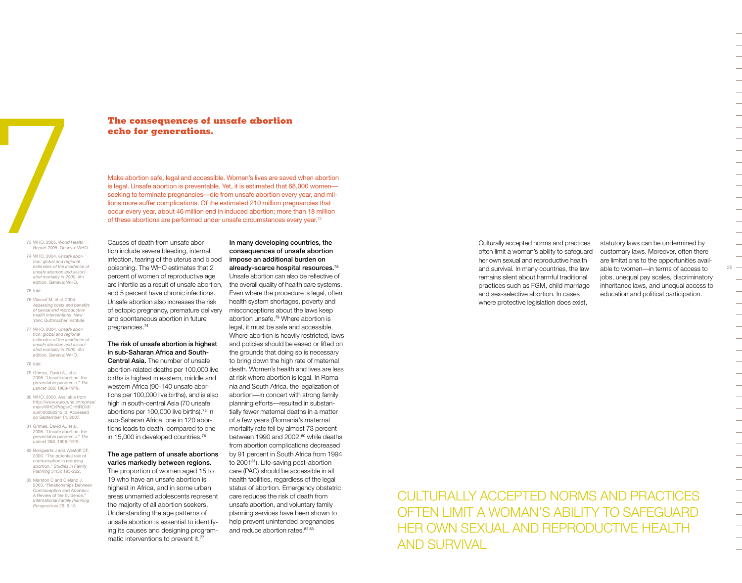# 7

## The consequences of unsafe abortion echo for generations.

Make abortion safe, legal and accessible. Women's lives are saved when abortion is legal. Unsafe abortion is preventable. Yet, it is estimated that 68,000 women—seeking to terminate pregnancies—die from unsafe abortion every year, and millions more suffer complications. Of the estimated 210 million pregnancies that occur every year, about 46 million end in induced abortion; more than 18 million of these abortions are performed under unsafe circumstances every year.[73]

Causes of death from unsafe abortion include severe bleeding, internal infection, tearing of the uterus and blood poisoning. The WHO estimates that 2 percent of women of reproductive age are infertile as a result of unsafe abortion, and 5 percent have chronic infections. Unsafe abortion also increases the risk of ectopic pregnancy, premature delivery and spontaneous abortion in future pregnancies.[74]

**The risk of unsafe abortion is highest in sub-Saharan Africa and South-Central Asia.** The number of unsafe abortion-related deaths per 100,000 live births is highest in eastern, middle and western Africa (90-140 unsafe abortions per 100,000 live births), and is also high in south-central Asia (70 unsafe abortions per 100,000 live births).[75] In sub-Saharan Africa, one in 120 abortions leads to death, compared to one in 15,000 in developed countries.[76]

**The age pattern of unsafe abortions varies markedly between regions.** The proportion of women aged 15 to 19 who have an unsafe abortion is highest in Africa, and in some urban areas unmarried adolescents represent the majority of all abortion seekers. Understanding the age patterns of unsafe abortion is essential to identifying its causes and designing programmatic interventions to prevent it.[77]

**In many developing countries, the consequences of unsafe abortion impose an additional burden on already-scarce hospital resources.**[78] Unsafe abortion can also be reflective of the overall quality of health care systems. Even where the procedure is legal, often health system shortages, poverty and misconceptions about the laws keep abortion unsafe.[79] Where abortion is legal, it must be safe and accessible. Where abortion is heavily restricted, laws and policies should be eased or lifted on the grounds that doing so is necessary to bring down the high rate of maternal death. Women's health and lives are less at risk where abortion is legal. In Romania and South Africa, the legalization of abortion—in concert with strong family planning efforts—resulted in substantially fewer maternal deaths in a matter of a few years (Romania's maternal mortality rate fell by almost 73 percent between 1990 and 2002,[80] while deaths from abortion complications decreased by 91 percent in South Africa from 1994 to 2001[81]). Life-saving post-abortion care (PAC) should be accessible in all health facilities, regardless of the legal status of abortion. Emergency obstetric care reduces the risk of death from unsafe abortion, and voluntary family planning services have been shown to help prevent unintended pregnancies and reduce abortion rates.[82] [83]

73 WHO. 2005. *World Health Report 2005*. Geneva: WHO.

74 WHO. 2004. *Unsafe abortion: global and regional estimates of the incidence of unsafe abortion and associated mortality in 2000*. 4th edition. Geneva: WHO.

75 Ibid.

76 Vlassof M, et al. 2004. *Assessing costs and benefits of sexual and reproductive health interventions*. New York: Guttmacher Institute.

77 WHO. 2004. *Unsafe abortion: global and regional estimates of the incidence of unsafe abortion and associated mortality in 2000*. 4th edition. Geneva: WHO.

78 Ibid.

79 Grimes, David A., et al. 2006. "Unsafe abortion: the preventable pandemic." *The Lancet* 368: 1908-1919.

80 WHO, 2003. Available from http://www.euro.who.int/eprise/main/WHO/Progs/CHHROM/sum/20060212_2; Accessed on September 14, 2007.

81 Grimes, David A., et al. 2006. "Unsafe abortion: the preventable pandemic." *The Lancet* 368: 1908-1919.

82 Bongaarts J and Westoff CF. 2000. "The potential role of contraception in reducing abortion." *Studies in Family Planning* 31(3): 193-202.

83 Marston C and Cleland J. 2003. "Relationships Between Contraception and Abortion: A Review of the Evidence." *International Family Planning Perspectives* 29: 6-13.

Culturally accepted norms and practices often limit a woman's ability to safeguard her own sexual and reproductive health and survival. In many countries, the law remains silent about harmful traditional practices such as FGM, child marriage and sex-selective abortion. In cases where protective legislation does exist, statutory laws can be undermined by customary laws. Moreover, often there are limitations to the opportunities available to women—in terms of access to jobs, unequal pay scales, discriminatory inheritance laws, and unequal access to education and political participation.

CULTURALLY ACCEPTED NORMS AND PRACTICES OFTEN LIMIT A WOMAN'S ABILITY TO SAFEGUARD HER OWN SEXUAL AND REPRODUCTIVE HEALTH AND SURVIVAL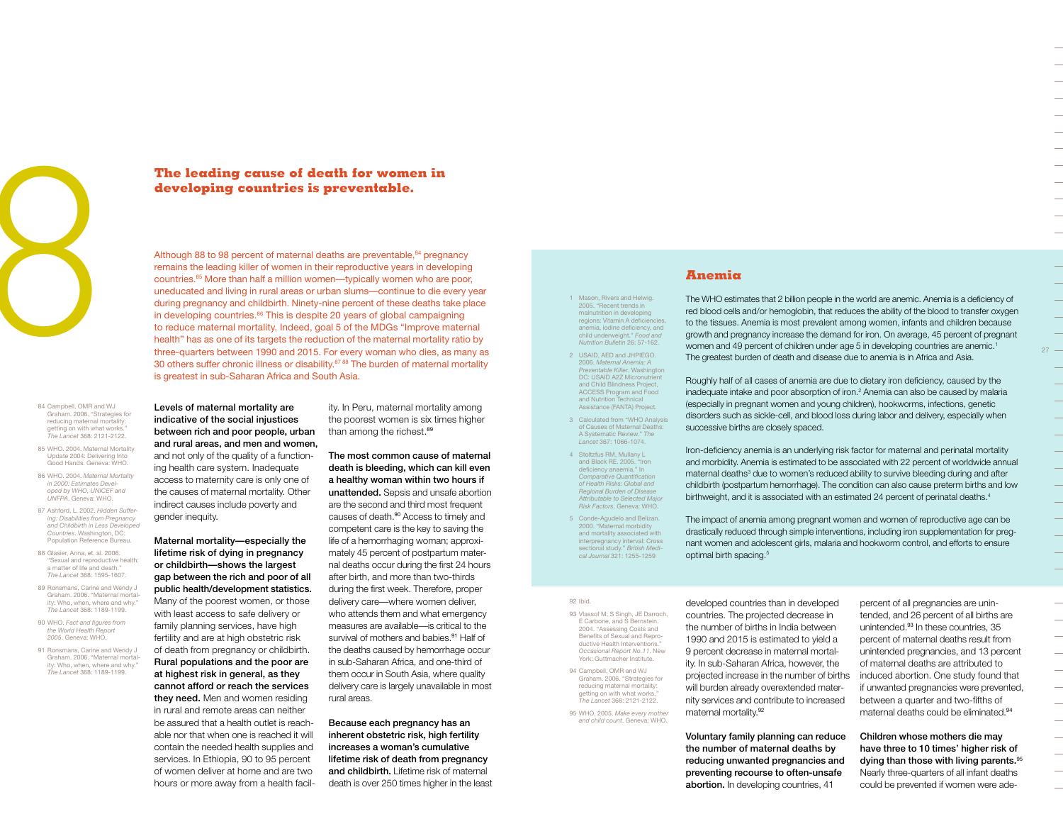# 8

## The leading cause of death for women in developing countries is preventable.

Although 88 to 98 percent of maternal deaths are preventable,[84] pregnancy remains the leading killer of women in their reproductive years in developing countries.[85] More than half a million women—typically women who are poor, uneducated and living in rural areas or urban slums—continue to die every year during pregnancy and childbirth. Ninety-nine percent of these deaths take place in developing countries.[86] This is despite 20 years of global campaigning to reduce maternal mortality. Indeed, goal 5 of the MDGs "Improve maternal health" has as one of its targets the reduction of the maternal mortality ratio by three-quarters between 1990 and 2015. For every woman who dies, as many as 30 others suffer chronic illness or disability.[87 88] The burden of maternal mortality is greatest in sub-Saharan Africa and South Asia.

**Levels of maternal mortality are indicative of the social injustices between rich and poor people, urban and rural areas, and men and women,** and not only of the quality of a functioning health care system. Inadequate access to maternity care is only one of the causes of maternal mortality. Other indirect causes include poverty and gender inequity.

**Maternal mortality—especially the lifetime risk of dying in pregnancy or childbirth—shows the largest gap between the rich and poor of all public health/development statistics.** Many of the poorest women, or those with least access to safe delivery or family planning services, have high fertility and are at high obstetric risk of death from pregnancy or childbirth. **Rural populations and the poor are at highest risk in general, as they cannot afford or reach the services they need.** Men and women residing in rural and remote areas can neither be assured that a health outlet is reachable nor that when one is reached it will contain the needed health supplies and services. In Ethiopia, 90 to 95 percent of women deliver at home and are two hours or more away from a health facility. In Peru, maternal mortality among the poorest women is six times higher than among the richest.[89]

**The most common cause of maternal death is bleeding, which can kill even a healthy woman within two hours if unattended.** Sepsis and unsafe abortion are the second and third most frequent causes of death.[90] Access to timely and competent care is the key to saving the life of a hemorrhaging woman; approximately 45 percent of postpartum maternal deaths occur during the first 24 hours after birth, and more than two-thirds during the first week. Therefore, proper delivery care—where women deliver, who attends them and what emergency measures are available—is critical to the survival of mothers and babies.[91] Half of the deaths caused by hemorrhage occur in sub-Saharan Africa, and one-third of them occur in South Asia, where quality delivery care is largely unavailable in most rural areas.

**Because each pregnancy has an inherent obstetric risk, high fertility increases a woman's cumulative lifetime risk of death from pregnancy and childbirth.** Lifetime risk of maternal death is over 250 times higher in the least developed countries than in developed countries. The projected decrease in the number of births in India between 1990 and 2015 is estimated to yield a 9 percent decrease in maternal mortality. In sub-Saharan Africa, however, the projected increase in the number of births will burden already overextended maternity services and contribute to increased maternal mortality.[92]

**Voluntary family planning can reduce the number of maternal deaths by reducing unwanted pregnancies and preventing recourse to often-unsafe abortion.** In developing countries, 41 percent of all pregnancies are unintended, and 26 percent of all births are unintended.[93] In these countries, 35 percent of maternal deaths result from unintended pregnancies, and 13 percent of maternal deaths are attributed to induced abortion. One study found that if unwanted pregnancies were prevented, between a quarter and two-fifths of maternal deaths could be eliminated.[94]

**Children whose mothers die may have three to 10 times' higher risk of dying than those with living parents.**[95] Nearly three-quarters of all infant deaths could be prevented if women were ade-

84 Campbell, OMR and WJ Graham. 2006. "Strategies for reducing maternal mortality: getting on with what works." *The Lancet* 368: 2121-2122.

85 WHO. 2004. Maternal Mortality Update 2004: Delivering Into Good Hands. Geneva: WHO.

86 WHO. 2004. *Maternal Mortality in 2000: Estimates Developed by WHO, UNICEF and UNFPA*. Geneva: WHO.

87 Ashford, L. 2002. *Hidden Suffering: Disabilities from Pregnancy and Childbirth in Less Developed Countries*. Washington, DC: Population Reference Bureau.

88 Glasier, Anna, et. al. 2006. "Sexual and reproductive health: a matter of life and death." *The Lancet* 368: 1595-1607.

89 Ronsmans, Carine and Wendy J Graham. 2006. "Maternal mortality: Who, when, where and why." *The Lancet* 368: 1189-1199.

90 WHO. *Fact and figures from the World Health Report 2005*. Geneva: WHO.

91 Ronsmans, Carine and Wendy J Graham. 2006. "Maternal mortality: Who, when, where and why." *The Lancet* 368: 1189-1199.

92 Ibid.

93 Vlassof M, S Singh, JE Darroch, E Carbone, and S Bernstein. 2004. "Assessing Costs and Benefits of Sexual and Reproductive Health Interventions." *Occasional Report No.11*. New York: Guttmacher Institute.

94 Campbell, OMR and WJ Graham. 2006. "Strategies for reducing maternal mortality: getting on with what works." *The Lancet* 368: 2121-2122.

95 WHO. 2005. *Make every mother and child count*. Geneva: WHO.

### Anemia

The WHO estimates that 2 billion people in the world are anemic. Anemia is a deficiency of red blood cells and/or hemoglobin, that reduces the ability of the blood to transfer oxygen to the tissues. Anemia is most prevalent among women, infants and children because growth and pregnancy increase the demand for iron. On average, 45 percent of pregnant women and 49 percent of children under age 5 in developing countries are anemic.[1] The greatest burden of death and disease due to anemia is in Africa and Asia.

Roughly half of all cases of anemia are due to dietary iron deficiency, caused by the inadequate intake and poor absorption of iron.[2] Anemia can also be caused by malaria (especially in pregnant women and young children), hookworms, infections, genetic disorders such as sickle-cell, and blood loss during labor and delivery, especially when successive births are closely spaced.

Iron-deficiency anemia is an underlying risk factor for maternal and perinatal mortality and morbidity. Anemia is estimated to be associated with 22 percent of worldwide annual maternal deaths[3] due to women's reduced ability to survive bleeding during and after childbirth (postpartum hemorrhage). The condition can also cause preterm births and low birthweight, and it is associated with an estimated 24 percent of perinatal deaths.[4]

The impact of anemia among pregnant women and women of reproductive age can be drastically reduced through simple interventions, including iron supplementation for pregnant women and adolescent girls, malaria and hookworm control, and efforts to ensure optimal birth spacing.[5]

1 Mason, Rivers and Helwig. 2005. "Recent trends in malnutrition in developing regions: Vitamin A deficiencies, anemia, iodine deficiency, and child underweight." *Food and Nutrition Bulletin* 26: 57-162.

2 USAID, AED and JHPIEGO. 2006. *Maternal Anemia: A Preventable Killer*. Washington DC: USAID A2Z Micronutrient and Child Blindness Project, ACCESS Program and Food and Nutrition Technical Assistance (FANTA) Project.

3 Calculated from "WHO Analysis of Causes of Maternal Deaths: A Systematic Review." *The Lancet* 367: 1066-1074.

4 Stoltzfus RM, Mullany L and Black RE. 2005. "Iron deficiency anaemia." In *Comparative Quantification of Health Risks: Global and Regional Burden of Disease Attributable to Selected Major Risk Factors*. Geneva: WHO.

5 Conde-Agudelo and Belizan. 2000. "Maternal morbidity and mortality associated with interpregnancy interval: Cross sectional study." *British Medical Journal* 321: 1255-1259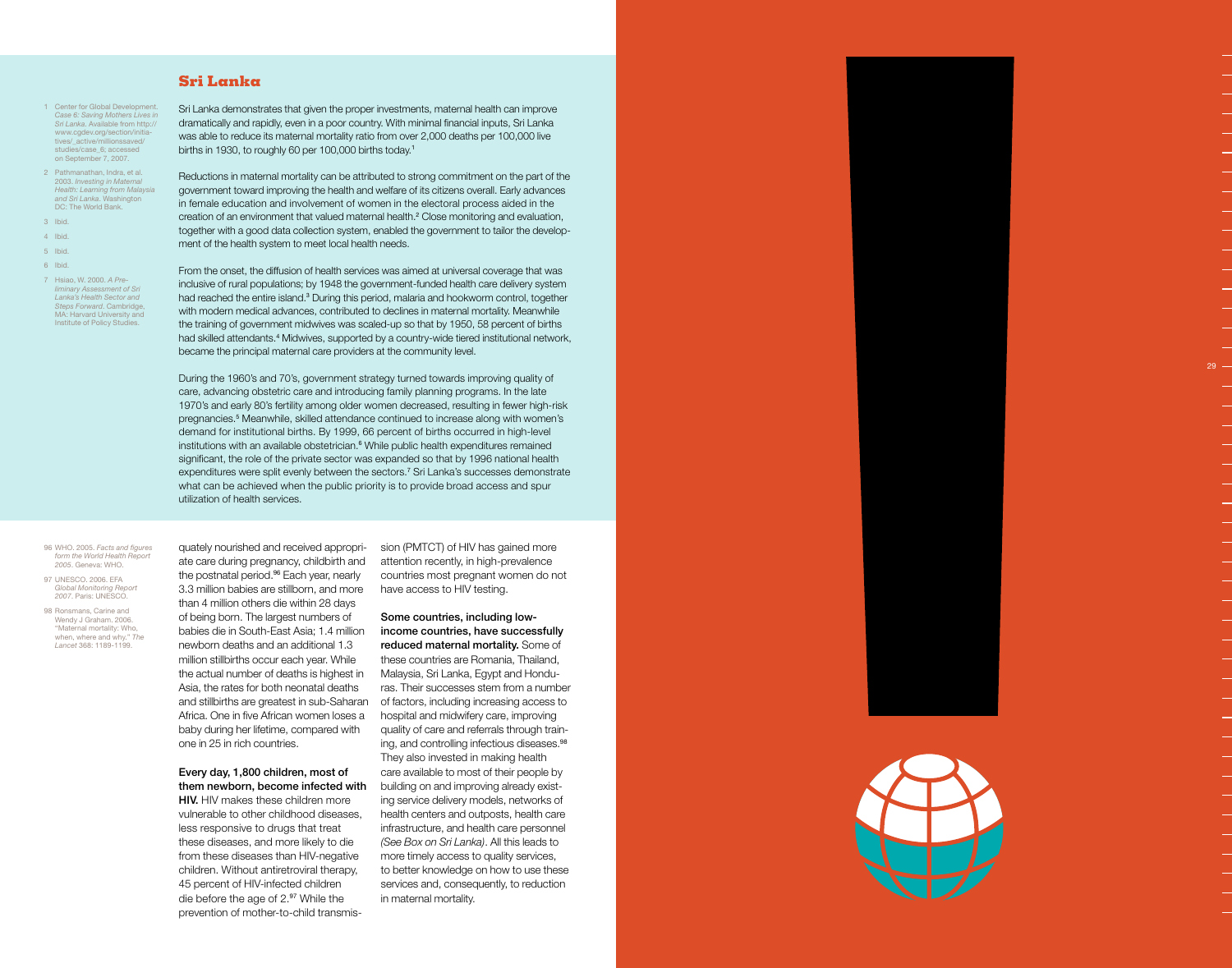## Sri Lanka

Sri Lanka demonstrates that given the proper investments, maternal health can improve dramatically and rapidly, even in a poor country. With minimal financial inputs, Sri Lanka was able to reduce its maternal mortality ratio from over 2,000 deaths per 100,000 live births in 1930, to roughly 60 per 100,000 births today.[1]

Reductions in maternal mortality can be attributed to strong commitment on the part of the government toward improving the health and welfare of its citizens overall. Early advances in female education and involvement of women in the electoral process aided in the creation of an environment that valued maternal health.[2] Close monitoring and evaluation, together with a good data collection system, enabled the government to tailor the development of the health system to meet local health needs.

From the onset, the diffusion of health services was aimed at universal coverage that was inclusive of rural populations; by 1948 the government-funded health care delivery system had reached the entire island.[3] During this period, malaria and hookworm control, together with modern medical advances, contributed to declines in maternal mortality. Meanwhile the training of government midwives was scaled-up so that by 1950, 58 percent of births had skilled attendants.[4] Midwives, supported by a country-wide tiered institutional network, became the principal maternal care providers at the community level.

During the 1960's and 70's, government strategy turned towards improving quality of care, advancing obstetric care and introducing family planning programs. In the late 1970's and early 80's fertility among older women decreased, resulting in fewer high-risk pregnancies.[5] Meanwhile, skilled attendance continued to increase along with women's demand for institutional births. By 1999, 66 percent of births occurred in high-level institutions with an available obstetrician.[6] While public health expenditures remained significant, the role of the private sector was expanded so that by 1996 national health expenditures were split evenly between the sectors.[7] Sri Lanka's successes demonstrate what can be achieved when the public priority is to provide broad access and spur utilization of health services.

1 Center for Global Development. *Case 6: Saving Mothers Lives in Sri Lanka*. Available from http://www.cgdev.org/section/initiatives/_active/millionssaved/studies/case_6; accessed on September 7, 2007.

2 Pathmanathan, Indra, et al. 2003. *Investing in Maternal Health: Learning from Malaysia and Sri Lanka*. Washington DC: The World Bank.

3 Ibid.

4 Ibid.

5 Ibid.

6 Ibid.

7 Hsiao, W. 2000. *A Preliminary Assessment of Sri Lanka's Health Sector and Steps Forward*. Cambridge, MA: Harvard University and Institute of Policy Studies.

quately nourished and received appropriate care during pregnancy, childbirth and the postnatal period.[96] Each year, nearly 3.3 million babies are stillborn, and more than 4 million others die within 28 days of being born. The largest numbers of babies die in South-East Asia; 1.4 million newborn deaths and an additional 1.3 million stillbirths occur each year. While the actual number of deaths is highest in Asia, the rates for both neonatal deaths and stillbirths are greatest in sub-Saharan Africa. One in five African women loses a baby during her lifetime, compared with one in 25 in rich countries.

**Every day, 1,800 children, most of them newborn, become infected with HIV.** HIV makes these children more vulnerable to other childhood diseases, less responsive to drugs that treat these diseases, and more likely to die from these diseases than HIV-negative children. Without antiretroviral therapy, 45 percent of HIV-infected children die before the age of 2.[97] While the prevention of mother-to-child transmission (PMTCT) of HIV has gained more attention recently, in high-prevalence countries most pregnant women do not have access to HIV testing.

**Some countries, including low-income countries, have successfully reduced maternal mortality.** Some of these countries are Romania, Thailand, Malaysia, Sri Lanka, Egypt and Honduras. Their successes stem from a number of factors, including increasing access to hospital and midwifery care, improving quality of care and referrals through training, and controlling infectious diseases.[98] They also invested in making health care available to most of their people by building on and improving already existing service delivery models, networks of health centers and outposts, health care infrastructure, and health care personnel *(See Box on Sri Lanka)*. All this leads to more timely access to quality services, to better knowledge on how to use these services and, consequently, to reduction in maternal mortality.

96 WHO. 2005. *Facts and figures form the World Health Report 2005*. Geneva: WHO.

97 UNESCO. 2006. EFA *Global Monitoring Report 2007*. Paris: UNESCO.

98 Ronsmans, Carine and Wendy J Graham. 2006. "Maternal mortality: Who, when, where and why." *The Lancet* 368: 1189-1199.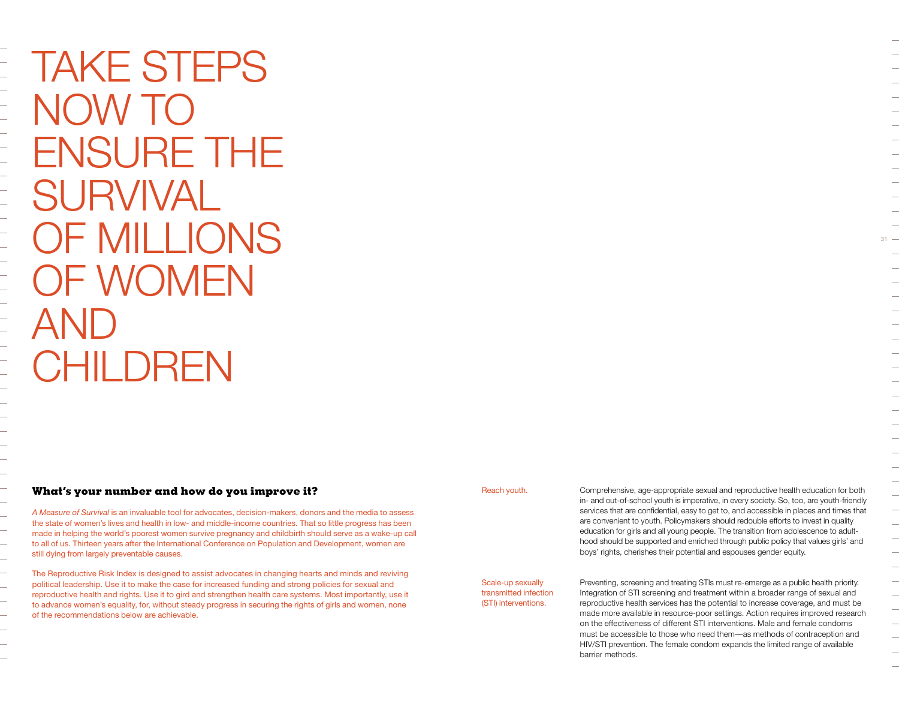# TAKE STEPS NOW TO ENSURE THE SURVIVAL OF MILLIONS OF WOMEN AND CHILDREN

## What's your number and how do you improve it?

*A Measure of Survival* is an invaluable tool for advocates, decision-makers, donors and the media to assess the state of women's lives and health in low- and middle-income countries. That so little progress has been made in helping the world's poorest women survive pregnancy and childbirth should serve as a wake-up call to all of us. Thirteen years after the International Conference on Population and Development, women are still dying from largely preventable causes.

The Reproductive Risk Index is designed to assist advocates in changing hearts and minds and reviving political leadership. Use it to make the case for increased funding and strong policies for sexual and reproductive health and rights. Use it to gird and strengthen health care systems. Most importantly, use it to advance women's equality, for, without steady progress in securing the rights of girls and women, none of the recommendations below are achievable.

**Reach youth.**

Comprehensive, age-appropriate sexual and reproductive health education for both in- and out-of-school youth is imperative, in every society. So, too, are youth-friendly services that are confidential, easy to get to, and accessible in places and times that are convenient to youth. Policymakers should redouble efforts to invest in quality education for girls and all young people. The transition from adolescence to adulthood should be supported and enriched through public policy that values girls' and boys' rights, cherishes their potential and espouses gender equity.

**Scale-up sexually transmitted infection (STI) interventions.**

Preventing, screening and treating STIs must re-emerge as a public health priority. Integration of STI screening and treatment within a broader range of sexual and reproductive health services has the potential to increase coverage, and must be made more available in resource-poor settings. Action requires improved research on the effectiveness of different STI interventions. Male and female condoms must be accessible to those who need them—as methods of contraception and HIV/STI prevention. The female condom expands the limited range of available barrier methods.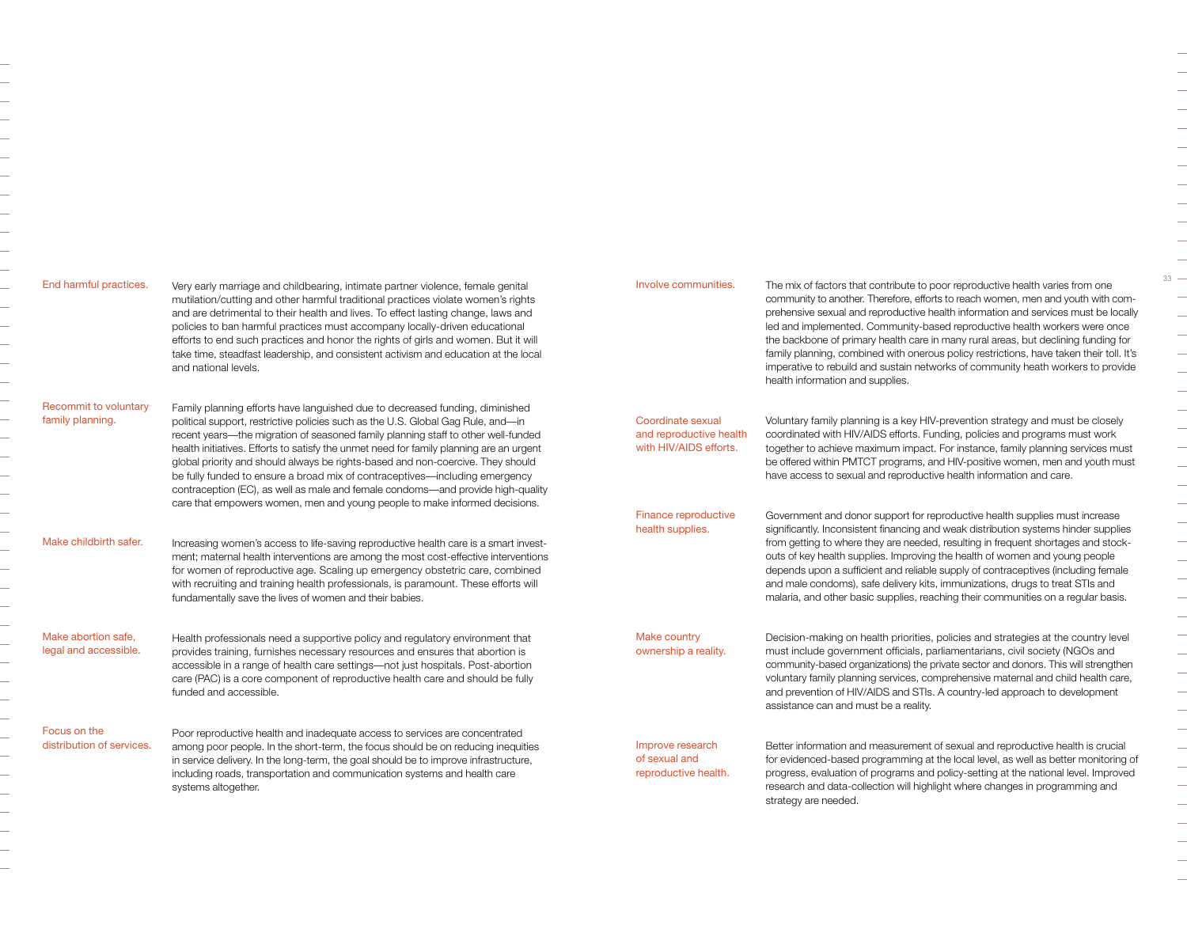**End harmful practices.**

Very early marriage and childbearing, intimate partner violence, female genital mutilation/cutting and other harmful traditional practices violate women's rights and are detrimental to their health and lives. To effect lasting change, laws and policies to ban harmful practices must accompany locally-driven educational efforts to end such practices and honor the rights of girls and women. But it will take time, steadfast leadership, and consistent activism and education at the local and national levels.

**Recommit to voluntary family planning.**

Family planning efforts have languished due to decreased funding, diminished political support, restrictive policies such as the U.S. Global Gag Rule, and—in recent years—the migration of seasoned family planning staff to other well-funded health initiatives. Efforts to satisfy the unmet need for family planning are an urgent global priority and should always be rights-based and non-coercive. They should be fully funded to ensure a broad mix of contraceptives—including emergency contraception (EC), as well as male and female condoms—and provide high-quality care that empowers women, men and young people to make informed decisions.

**Make childbirth safer.**

Increasing women's access to life-saving reproductive health care is a smart investment; maternal health interventions are among the most cost-effective interventions for women of reproductive age. Scaling up emergency obstetric care, combined with recruiting and training health professionals, is paramount. These efforts will fundamentally save the lives of women and their babies.

**Make abortion safe, legal and accessible.**

Health professionals need a supportive policy and regulatory environment that provides training, furnishes necessary resources and ensures that abortion is accessible in a range of health care settings—not just hospitals. Post-abortion care (PAC) is a core component of reproductive health care and should be fully funded and accessible.

**Focus on the distribution of services.**

Poor reproductive health and inadequate access to services are concentrated among poor people. In the short-term, the focus should be on reducing inequities in service delivery. In the long-term, the goal should be to improve infrastructure, including roads, transportation and communication systems and health care systems altogether.

**Involve communities.**

The mix of factors that contribute to poor reproductive health varies from one community to another. Therefore, efforts to reach women, men and youth with comprehensive sexual and reproductive health information and services must be locally led and implemented. Community-based reproductive health workers were once the backbone of primary health care in many rural areas, but declining funding for family planning, combined with onerous policy restrictions, have taken their toll. It's imperative to rebuild and sustain networks of community heath workers to provide health information and supplies.

**Coordinate sexual and reproductive health with HIV/AIDS efforts.**

Voluntary family planning is a key HIV-prevention strategy and must be closely coordinated with HIV/AIDS efforts. Funding, policies and programs must work together to achieve maximum impact. For instance, family planning services must be offered within PMTCT programs, and HIV-positive women, men and youth must have access to sexual and reproductive health information and care.

**Finance reproductive health supplies.**

Government and donor support for reproductive health supplies must increase significantly. Inconsistent financing and weak distribution systems hinder supplies from getting to where they are needed, resulting in frequent shortages and stock-outs of key health supplies. Improving the health of women and young people depends upon a sufficient and reliable supply of contraceptives (including female and male condoms), safe delivery kits, immunizations, drugs to treat STIs and malaria, and other basic supplies, reaching their communities on a regular basis.

**Make country ownership a reality.**

Decision-making on health priorities, policies and strategies at the country level must include government officials, parliamentarians, civil society (NGOs and community-based organizations) the private sector and donors. This will strengthen voluntary family planning services, comprehensive maternal and child health care, and prevention of HIV/AIDS and STIs. A country-led approach to development assistance can and must be a reality.

**Improve research of sexual and reproductive health.**

Better information and measurement of sexual and reproductive health is crucial for evidenced-based programming at the local level, as well as better monitoring of progress, evaluation of programs and policy-setting at the national level. Improved research and data-collection will highlight where changes in programming and strategy are needed.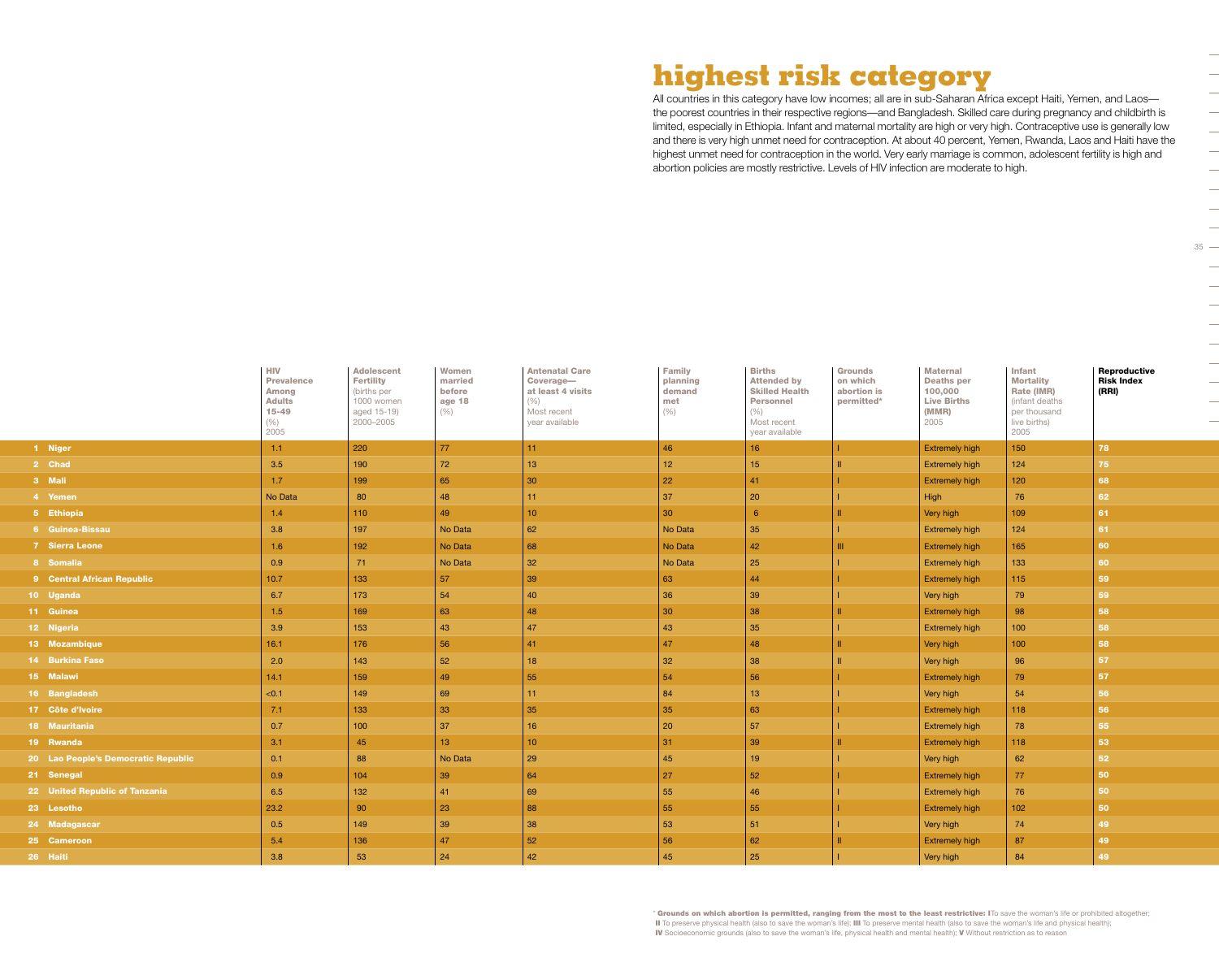# highest risk category

All countries in this category have low incomes; all are in sub-Saharan Africa except Haiti, Yemen, and Laos—the poorest countries in their respective regions—and Bangladesh. Skilled care during pregnancy and childbirth is limited, especially in Ethiopia. Infant and maternal mortality are high or very high. Contraceptive use is generally low and there is very high unmet need for contraception. At about 40 percent, Yemen, Rwanda, Laos and Haiti have the highest unmet need for contraception in the world. Very early marriage is common, adolescent fertility is high and abortion policies are mostly restrictive. Levels of HIV infection are moderate to high.

| | **HIV Prevalence Among Adults 15-49** (%) 2005 | **Adolescent Fertility** (births per 1000 women aged 15-19) 2000–2005 | **Women married before age 18** (%) | **Antenatal Care Coverage— at least 4 visits** (%) Most recent year available | **Family planning demand met** (%) | **Births Attended by Skilled Health Personnel** (%) Most recent year available | **Grounds on which abortion is permitted*** | **Maternal Deaths per 100,000 Live Births (MMR)** 2005 | **Infant Mortality Rate (IMR)** (infant deaths per thousand live births) 2005 | **Reproductive Risk Index (RRI)** |
|---|---|---|---|---|---|---|---|---|---|---|
| 1 Niger | 1.1 | 220 | 77 | 11 | 46 | 16 | I | Extremely high | 150 | 78 |
| 2 Chad | 3.5 | 190 | 72 | 13 | 12 | 15 | II | Extremely high | 124 | 75 |
| 3 Mali | 1.7 | 199 | 65 | 30 | 22 | 41 | I | Extremely high | 120 | 68 |
| 4 Yemen | No Data | 80 | 48 | 11 | 37 | 20 | I | High | 76 | 62 |
| 5 Ethiopia | 1.4 | 110 | 49 | 10 | 30 | 6 | II | Very high | 109 | 61 |
| 6 Guinea-Bissau | 3.8 | 197 | No Data | 62 | No Data | 35 | I | Extremely high | 124 | 61 |
| 7 Sierra Leone | 1.6 | 192 | No Data | 68 | No Data | 42 | III | Extremely high | 165 | 60 |
| 8 Somalia | 0.9 | 71 | No Data | 32 | No Data | 25 | I | Extremely high | 133 | 60 |
| 9 Central African Republic | 10.7 | 133 | 57 | 39 | 63 | 44 | I | Extremely high | 115 | 59 |
| 10 Uganda | 6.7 | 173 | 54 | 40 | 36 | 39 | I | Very high | 79 | 59 |
| 11 Guinea | 1.5 | 169 | 63 | 48 | 30 | 38 | II | Extremely high | 98 | 58 |
| 12 Nigeria | 3.9 | 153 | 43 | 47 | 43 | 35 | I | Extremely high | 100 | 58 |
| 13 Mozambique | 16.1 | 176 | 56 | 41 | 47 | 48 | II | Very high | 100 | 58 |
| 14 Burkina Faso | 2.0 | 143 | 52 | 18 | 32 | 38 | II | Very high | 96 | 57 |
| 15 Malawi | 14.1 | 159 | 49 | 55 | 54 | 56 | I | Extremely high | 79 | 57 |
| 16 Bangladesh | <0.1 | 149 | 69 | 11 | 84 | 13 | I | Very high | 54 | 56 |
| 17 Côte d'Ivoire | 7.1 | 133 | 33 | 35 | 35 | 63 | I | Extremely high | 118 | 56 |
| 18 Mauritania | 0.7 | 100 | 37 | 16 | 20 | 57 | I | Extremely high | 78 | 55 |
| 19 Rwanda | 3.1 | 45 | 13 | 10 | 31 | 39 | II | Extremely high | 118 | 53 |
| 20 Lao People's Democratic Republic | 0.1 | 88 | No Data | 29 | 45 | 19 | I | Very high | 62 | 52 |
| 21 Senegal | 0.9 | 104 | 39 | 64 | 27 | 52 | I | Extremely high | 77 | 50 |
| 22 United Republic of Tanzania | 6.5 | 132 | 41 | 69 | 55 | 46 | I | Extremely high | 76 | 50 |
| 23 Lesotho | 23.2 | 90 | 23 | 88 | 55 | 55 | I | Extremely high | 102 | 50 |
| 24 Madagascar | 0.5 | 149 | 39 | 38 | 53 | 51 | I | Very high | 74 | 49 |
| 25 Cameroon | 5.4 | 136 | 47 | 52 | 56 | 62 | II | Extremely high | 87 | 49 |
| 26 Haiti | 3.8 | 53 | 24 | 42 | 45 | 25 | I | Very high | 84 | 49 |

\* **Grounds on which abortion is permitted, ranging from the most to the least restrictive: I** To save the woman's life or prohibited altogether; **II** To preserve physical health (also to save the woman's life); **III** To preserve mental health (also to save the woman's life and physical health); **IV** Socioeconomic grounds (also to save the woman's life, physical health and mental health); **V** Without restriction as to reason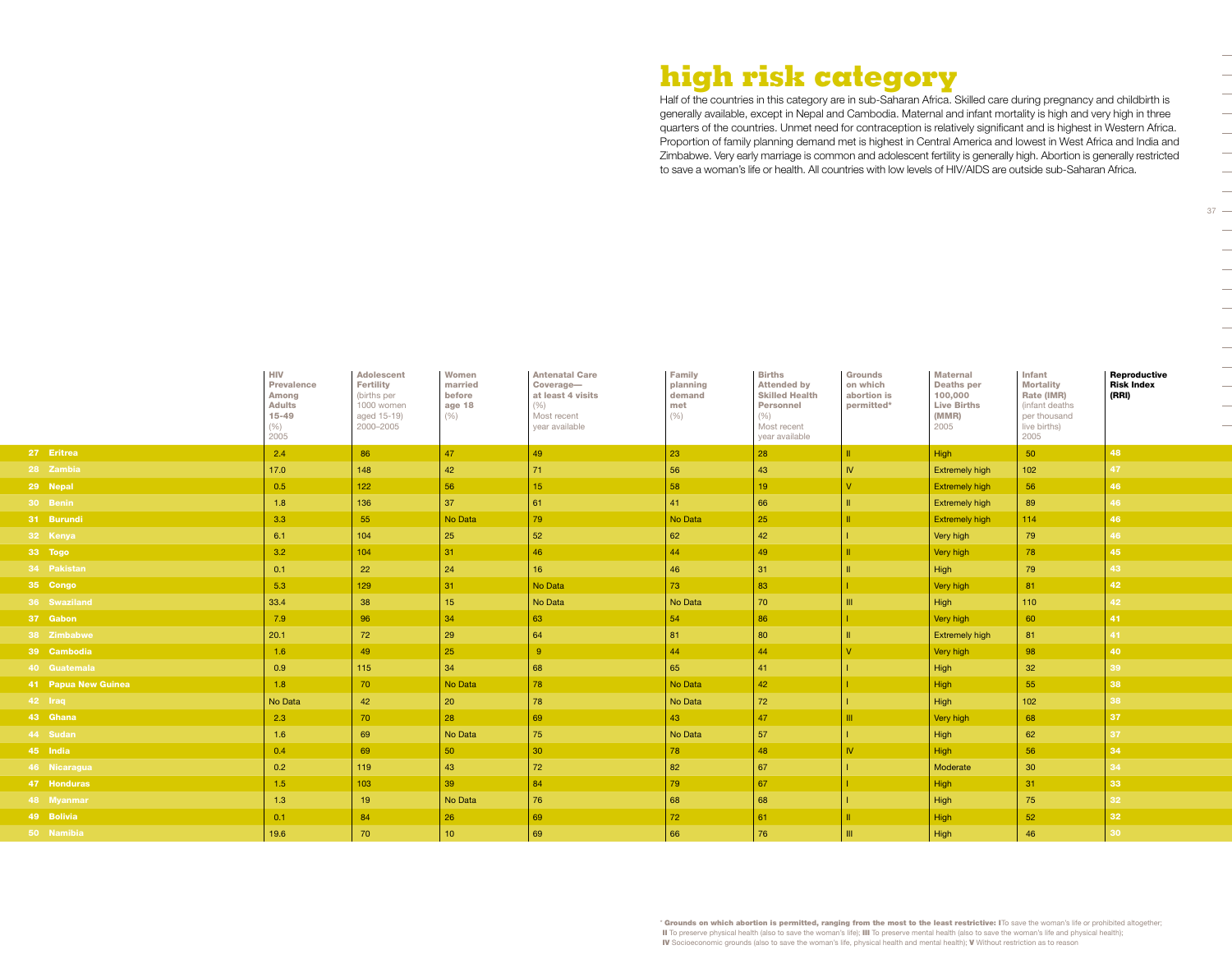# high risk category

Half of the countries in this category are in sub-Saharan Africa. Skilled care during pregnancy and childbirth is generally available, except in Nepal and Cambodia. Maternal and infant mortality is high and very high in three quarters of the countries. Unmet need for contraception is relatively significant and is highest in Western Africa. Proportion of family planning demand met is highest in Central America and lowest in West Africa and India and Zimbabwe. Very early marriage is common and adolescent fertility is generally high. Abortion is generally restricted to save a woman's life or health. All countries with low levels of HIV/AIDS are outside sub-Saharan Africa.

| | HIV Prevalence Among Adults 15-49 (%) 2005 | Adolescent Fertility (births per 1000 women aged 15-19) 2000–2005 | Women married before age 18 (%) | Antenatal Care Coverage— at least 4 visits (%) Most recent year available | Family planning demand met (%) | Births Attended by Skilled Health Personnel (%) Most recent year available | Grounds on which abortion is permitted* | Maternal Deaths per 100,000 Live Births (MMR) 2005 | Infant Mortality Rate (IMR) (infant deaths per thousand live births) 2005 | Reproductive Risk Index (RRI) |
|---|---|---|---|---|---|---|---|---|---|---|
| 27 Eritrea | 2.4 | 86 | 47 | 49 | 23 | 28 | II | High | 50 | 48 |
| 28 Zambia | 17.0 | 148 | 42 | 71 | 56 | 43 | IV | Extremely high | 102 | 47 |
| 29 Nepal | 0.5 | 122 | 56 | 15 | 58 | 19 | V | Extremely high | 56 | 46 |
| 30 Benin | 1.8 | 136 | 37 | 61 | 41 | 66 | II | Extremely high | 89 | 46 |
| 31 Burundi | 3.3 | 55 | No Data | 79 | No Data | 25 | II | Extremely high | 114 | 46 |
| 32 Kenya | 6.1 | 104 | 25 | 52 | 62 | 42 | I | Very high | 79 | 46 |
| 33 Togo | 3.2 | 104 | 31 | 46 | 44 | 49 | II | Very high | 78 | 45 |
| 34 Pakistan | 0.1 | 22 | 24 | 16 | 46 | 31 | II | High | 79 | 43 |
| 35 Congo | 5.3 | 129 | 31 | No Data | 73 | 83 | I | Very high | 81 | 42 |
| 36 Swaziland | 33.4 | 38 | 15 | No Data | No Data | 70 | III | High | 110 | 42 |
| 37 Gabon | 7.9 | 96 | 34 | 63 | 54 | 86 | I | Very high | 60 | 41 |
| 38 Zimbabwe | 20.1 | 72 | 29 | 64 | 81 | 80 | II | Extremely high | 81 | 41 |
| 39 Cambodia | 1.6 | 49 | 25 | 9 | 44 | 44 | V | Very high | 98 | 40 |
| 40 Guatemala | 0.9 | 115 | 34 | 68 | 65 | 41 | I | High | 32 | 39 |
| 41 Papua New Guinea | 1.8 | 70 | No Data | 78 | No Data | 42 | I | High | 55 | 38 |
| 42 Iraq | No Data | 42 | 20 | 78 | No Data | 72 | I | High | 102 | 38 |
| 43 Ghana | 2.3 | 70 | 28 | 69 | 43 | 47 | III | Very high | 68 | 37 |
| 44 Sudan | 1.6 | 69 | No Data | 75 | No Data | 57 | I | High | 62 | 37 |
| 45 India | 0.4 | 69 | 50 | 30 | 78 | 48 | IV | High | 56 | 34 |
| 46 Nicaragua | 0.2 | 119 | 43 | 72 | 82 | 67 | I | Moderate | 30 | 34 |
| 47 Honduras | 1.5 | 103 | 39 | 84 | 79 | 67 | I | High | 31 | 33 |
| 48 Myanmar | 1.3 | 19 | No Data | 76 | 68 | 68 | I | High | 75 | 32 |
| 49 Bolivia | 0.1 | 84 | 26 | 69 | 72 | 61 | II | High | 52 | 32 |
| 50 Namibia | 19.6 | 70 | 10 | 69 | 66 | 76 | III | High | 46 | 30 |

\* **Grounds on which abortion is permitted, ranging from the most to the least restrictive: I** To save the woman's life or prohibited altogether; **II** To preserve physical health (also to save the woman's life); **III** To preserve mental health (also to save the woman's life and physical health); **IV** Socioeconomic grounds (also to save the woman's life, physical health and mental health); **V** Without restriction as to reason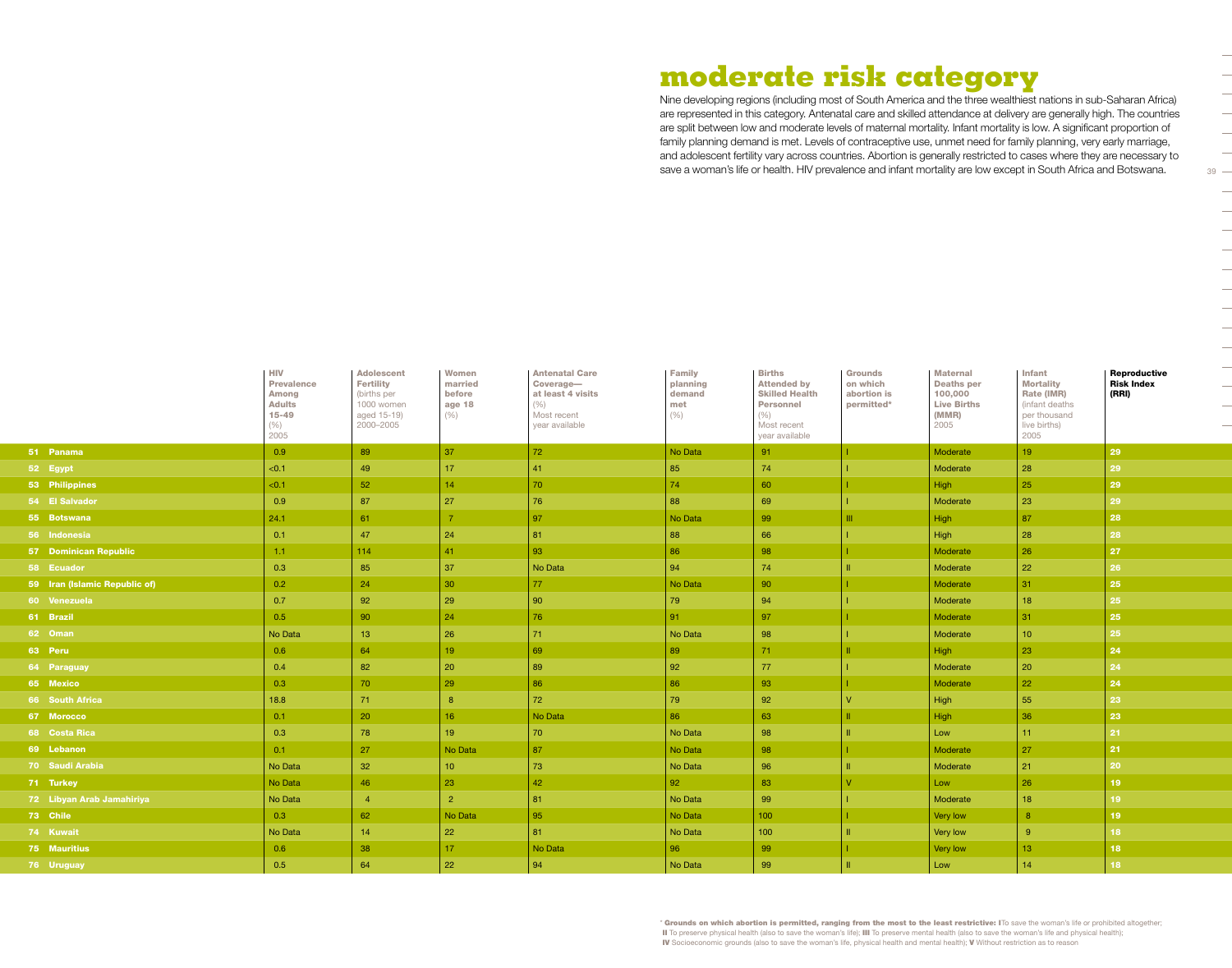# moderate risk category

Nine developing regions (including most of South America and the three wealthiest nations in sub-Saharan Africa) are represented in this category. Antenatal care and skilled attendance at delivery are generally high. The countries are split between low and moderate levels of maternal mortality. Infant mortality is low. A significant proportion of family planning demand is met. Levels of contraceptive use, unmet need for family planning, very early marriage, and adolescent fertility vary across countries. Abortion is generally restricted to cases where they are necessary to save a woman's life or health. HIV prevalence and infant mortality are low except in South Africa and Botswana.

| | HIV Prevalence Among Adults 15-49 (%) 2005 | Adolescent Fertility (births per 1000 women aged 15-19) 2000–2005 | Women married before age 18 (%) | Antenatal Care Coverage— at least 4 visits (%) Most recent year available | Family planning demand met (%) | Births Attended by Skilled Health Personnel (%) Most recent year available | Grounds on which abortion is permitted* | Maternal Deaths per 100,000 Live Births (MMR) 2005 | Infant Mortality Rate (IMR) (infant deaths per thousand live births) 2005 | Reproductive Risk Index (RRI) |
|---|---|---|---|---|---|---|---|---|---|---|
| 51 Panama | 0.9 | 89 | 37 | 72 | No Data | 91 | I | Moderate | 19 | 29 |
| 52 Egypt | <0.1 | 49 | 17 | 41 | 85 | 74 | I | Moderate | 28 | 29 |
| 53 Philippines | <0.1 | 52 | 14 | 70 | 74 | 60 | I | High | 25 | 29 |
| 54 El Salvador | 0.9 | 87 | 27 | 76 | 88 | 69 | I | Moderate | 23 | 29 |
| 55 Botswana | 24.1 | 61 | 7 | 97 | No Data | 99 | III | High | 87 | 28 |
| 56 Indonesia | 0.1 | 47 | 24 | 81 | 88 | 66 | I | High | 28 | 28 |
| 57 Dominican Republic | 1.1 | 114 | 41 | 93 | 86 | 98 | I | Moderate | 26 | 27 |
| 58 Ecuador | 0.3 | 85 | 37 | No Data | 94 | 74 | II | Moderate | 22 | 26 |
| 59 Iran (Islamic Republic of) | 0.2 | 24 | 30 | 77 | No Data | 90 | I | Moderate | 31 | 25 |
| 60 Venezuela | 0.7 | 92 | 29 | 90 | 79 | 94 | I | Moderate | 18 | 25 |
| 61 Brazil | 0.5 | 90 | 24 | 76 | 91 | 97 | I | Moderate | 31 | 25 |
| 62 Oman | No Data | 13 | 26 | 71 | No Data | 98 | I | Moderate | 10 | 25 |
| 63 Peru | 0.6 | 64 | 19 | 69 | 89 | 71 | II | High | 23 | 24 |
| 64 Paraguay | 0.4 | 82 | 20 | 89 | 92 | 77 | I | Moderate | 20 | 24 |
| 65 Mexico | 0.3 | 70 | 29 | 86 | 86 | 93 | I | Moderate | 22 | 24 |
| 66 South Africa | 18.8 | 71 | 8 | 72 | 79 | 92 | V | High | 55 | 23 |
| 67 Morocco | 0.1 | 20 | 16 | No Data | 86 | 63 | II | High | 36 | 23 |
| 68 Costa Rica | 0.3 | 78 | 19 | 70 | No Data | 98 | II | Low | 11 | 21 |
| 69 Lebanon | 0.1 | 27 | No Data | 87 | No Data | 98 | I | Moderate | 27 | 21 |
| 70 Saudi Arabia | No Data | 32 | 10 | 73 | No Data | 96 | II | Moderate | 21 | 20 |
| 71 Turkey | No Data | 46 | 23 | 42 | 92 | 83 | V | Low | 26 | 19 |
| 72 Libyan Arab Jamahiriya | No Data | 4 | 2 | 81 | No Data | 99 | I | Moderate | 18 | 19 |
| 73 Chile | 0.3 | 62 | No Data | 95 | No Data | 100 | I | Very low | 8 | 19 |
| 74 Kuwait | No Data | 14 | 22 | 81 | No Data | 100 | II | Very low | 9 | 18 |
| 75 Mauritius | 0.6 | 38 | 17 | No Data | 96 | 99 | I | Very low | 13 | 18 |
| 76 Uruguay | 0.5 | 64 | 22 | 94 | No Data | 99 | II | Low | 14 | 18 |

\* **Grounds on which abortion is permitted, ranging from the most to the least restrictive: I** To save the woman's life or prohibited altogether; **II** To preserve physical health (also to save the woman's life); **III** To preserve mental health (also to save the woman's life and physical health); **IV** Socioeconomic grounds (also to save the woman's life, physical health and mental health); **V** Without restriction as to reason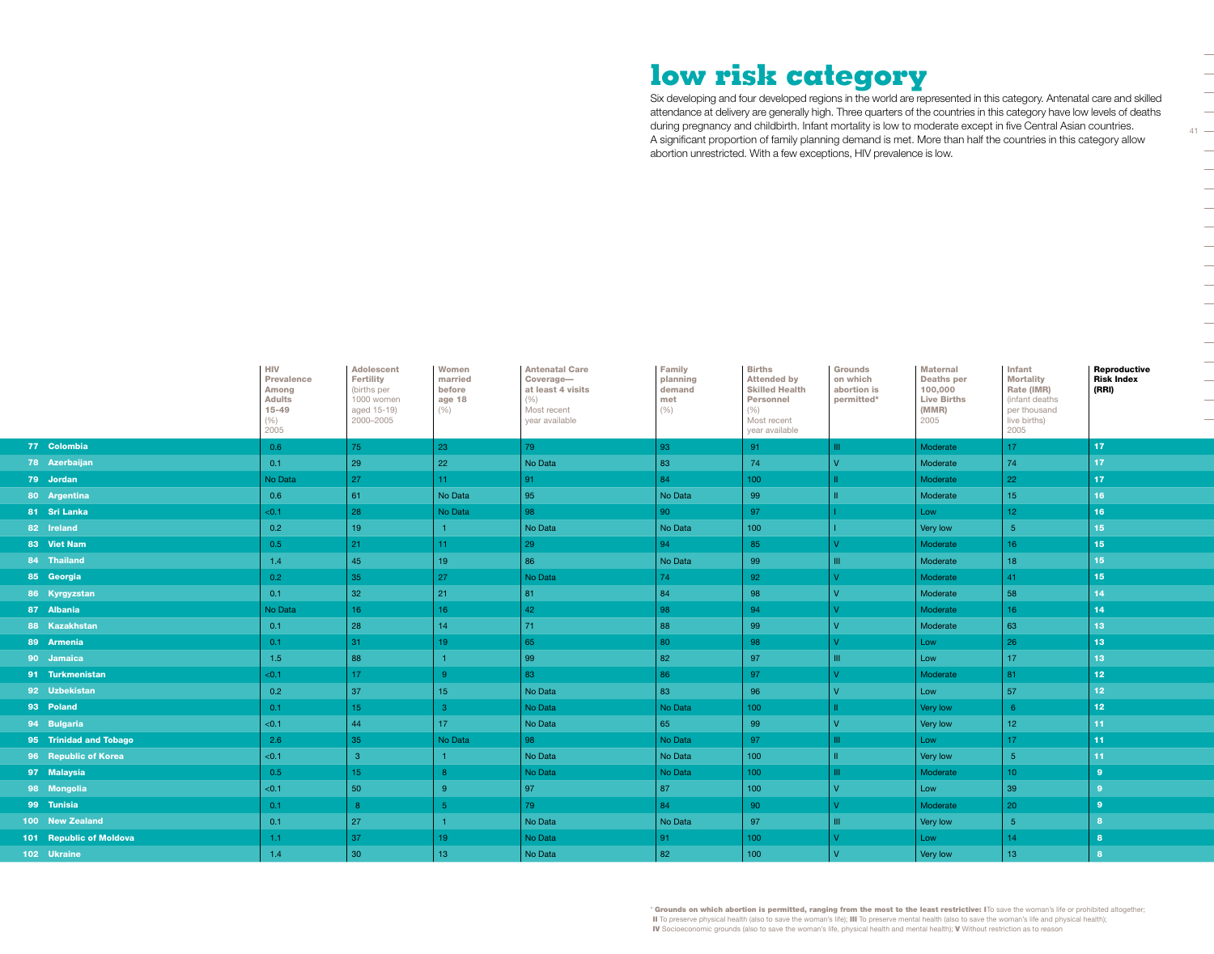# low risk category

Six developing and four developed regions in the world are represented in this category. Antenatal care and skilled attendance at delivery are generally high. Three quarters of the countries in this category have low levels of deaths during pregnancy and childbirth. Infant mortality is low to moderate except in five Central Asian countries. A significant proportion of family planning demand is met. More than half the countries in this category allow abortion unrestricted. With a few exceptions, HIV prevalence is low.

| | HIV Prevalence Among Adults 15-49 (%) 2005 | Adolescent Fertility (births per 1000 women aged 15-19) 2000–2005 | Women married before age 18 (%) | Antenatal Care Coverage— at least 4 visits (%) Most recent year available | Family planning demand met (%) | Births Attended by Skilled Health Personnel (%) Most recent year available | Grounds on which abortion is permitted* | Maternal Deaths per 100,000 Live Births (MMR) 2005 | Infant Mortality Rate (IMR) (infant deaths per thousand live births) 2005 | Reproductive Risk Index (RRI) |
|---|---|---|---|---|---|---|---|---|---|---|
| 77 Colombia | 0.6 | 75 | 23 | 79 | 93 | 91 | III | Moderate | 17 | 17 |
| 78 Azerbaijan | 0.1 | 29 | 22 | No Data | 83 | 74 | V | Moderate | 74 | 17 |
| 79 Jordan | No Data | 27 | 11 | 91 | 84 | 100 | II | Moderate | 22 | 17 |
| 80 Argentina | 0.6 | 61 | No Data | 95 | No Data | 99 | II | Moderate | 15 | 16 |
| 81 Sri Lanka | <0.1 | 28 | No Data | 98 | 90 | 97 | I | Low | 12 | 16 |
| 82 Ireland | 0.2 | 19 | 1 | No Data | No Data | 100 | I | Very low | 5 | 15 |
| 83 Viet Nam | 0.5 | 21 | 11 | 29 | 94 | 85 | V | Moderate | 16 | 15 |
| 84 Thailand | 1.4 | 45 | 19 | 86 | No Data | 99 | III | Moderate | 18 | 15 |
| 85 Georgia | 0.2 | 35 | 27 | No Data | 74 | 92 | V | Moderate | 41 | 15 |
| 86 Kyrgyzstan | 0.1 | 32 | 21 | 81 | 84 | 98 | V | Moderate | 58 | 14 |
| 87 Albania | No Data | 16 | 16 | 42 | 98 | 94 | V | Moderate | 16 | 14 |
| 88 Kazakhstan | 0.1 | 28 | 14 | 71 | 88 | 99 | V | Moderate | 63 | 13 |
| 89 Armenia | 0.1 | 31 | 19 | 65 | 80 | 98 | V | Low | 26 | 13 |
| 90 Jamaica | 1.5 | 88 | 1 | 99 | 82 | 97 | III | Low | 17 | 13 |
| 91 Turkmenistan | <0.1 | 17 | 9 | 83 | 86 | 97 | V | Moderate | 81 | 12 |
| 92 Uzbekistan | 0.2 | 37 | 15 | No Data | 83 | 96 | V | Low | 57 | 12 |
| 93 Poland | 0.1 | 15 | 3 | No Data | No Data | 100 | II | Very low | 6 | 12 |
| 94 Bulgaria | <0.1 | 44 | 17 | No Data | 65 | 99 | V | Very low | 12 | 11 |
| 95 Trinidad and Tobago | 2.6 | 35 | No Data | 98 | No Data | 97 | III | Low | 17 | 11 |
| 96 Republic of Korea | <0.1 | 3 | 1 | No Data | No Data | 100 | II | Very low | 5 | 11 |
| 97 Malaysia | 0.5 | 15 | 8 | No Data | No Data | 100 | III | Moderate | 10 | 9 |
| 98 Mongolia | <0.1 | 50 | 9 | 97 | 87 | 100 | V | Low | 39 | 9 |
| 99 Tunisia | 0.1 | 8 | 5 | 79 | 84 | 90 | V | Moderate | 20 | 9 |
| 100 New Zealand | 0.1 | 27 | 1 | No Data | No Data | 97 | III | Very low | 5 | 8 |
| 101 Republic of Moldova | 1.1 | 37 | 19 | No Data | 91 | 100 | V | Low | 14 | 8 |
| 102 Ukraine | 1.4 | 30 | 13 | No Data | 82 | 100 | V | Very low | 13 | 8 |

* **Grounds on which abortion is permitted, ranging from the most to the least restrictive: I** To save the woman's life or prohibited altogether; **II** To preserve physical health (also to save the woman's life); **III** To preserve mental health (also to save the woman's life and physical health); **IV** Socioeconomic grounds (also to save the woman's life, physical health and mental health); **V** Without restriction as to reason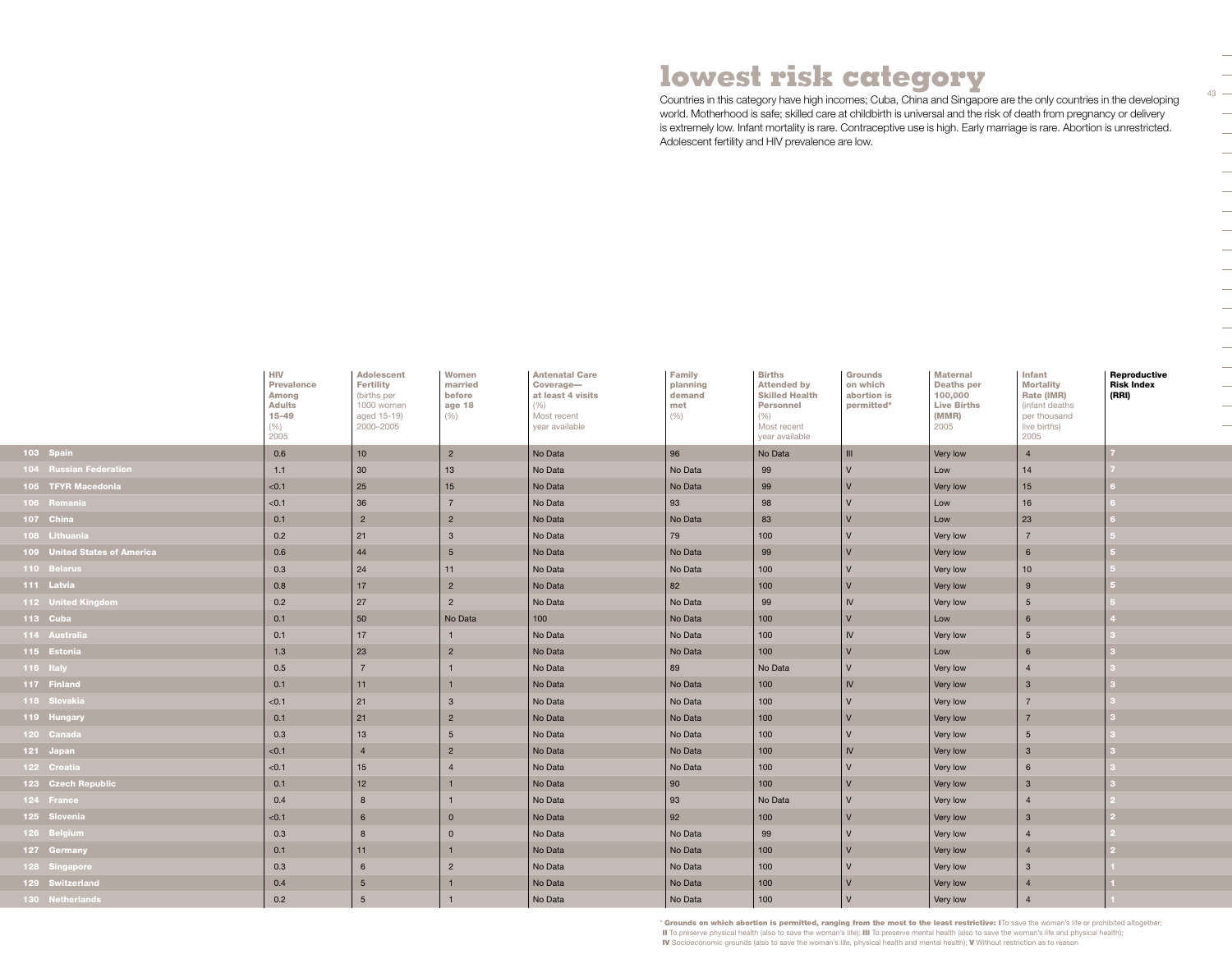# lowest risk category

Countries in this category have high incomes; Cuba, China and Singapore are the only countries in the developing world. Motherhood is safe; skilled care at childbirth is universal and the risk of death from pregnancy or delivery is extremely low. Infant mortality is rare. Contraceptive use is high. Early marriage is rare. Abortion is unrestricted. Adolescent fertility and HIV prevalence are low.

| | HIV Prevalence Among Adults 15-49 (%) 2005 | Adolescent Fertility (births per 1000 women aged 15-19) 2000–2005 | Women married before age 18 (%) | Antenatal Care Coverage— at least 4 visits (%) Most recent year available | Family planning demand met (%) | Births Attended by Skilled Health Personnel (%) Most recent year available | Grounds on which abortion is permitted* | Maternal Deaths per 100,000 Live Births (MMR) 2005 | Infant Mortality Rate (IMR) (infant deaths per thousand live births) 2005 | Reproductive Risk Index (RRI) |
|---|---|---|---|---|---|---|---|---|---|---|
| 103 Spain | 0.6 | 10 | 2 | No Data | 96 | No Data | III | Very low | 4 | 7 |
| 104 Russian Federation | 1.1 | 30 | 13 | No Data | No Data | 99 | V | Low | 14 | 7 |
| 105 TFYR Macedonia | <0.1 | 25 | 15 | No Data | No Data | 99 | V | Very low | 15 | 6 |
| 106 Romania | <0.1 | 36 | 7 | No Data | 93 | 98 | V | Low | 16 | 6 |
| 107 China | 0.1 | 2 | 2 | No Data | No Data | 83 | V | Low | 23 | 6 |
| 108 Lithuania | 0.2 | 21 | 3 | No Data | 79 | 100 | V | Very low | 7 | 5 |
| 109 United States of America | 0.6 | 44 | 5 | No Data | No Data | 99 | V | Very low | 6 | 5 |
| 110 Belarus | 0.3 | 24 | 11 | No Data | No Data | 100 | V | Very low | 10 | 5 |
| 111 Latvia | 0.8 | 17 | 2 | No Data | 82 | 100 | V | Very low | 9 | 5 |
| 112 United Kingdom | 0.2 | 27 | 2 | No Data | No Data | 99 | IV | Very low | 5 | 5 |
| 113 Cuba | 0.1 | 50 | No Data | 100 | No Data | 100 | V | Low | 6 | 4 |
| 114 Australia | 0.1 | 17 | 1 | No Data | No Data | 100 | IV | Very low | 5 | 3 |
| 115 Estonia | 1.3 | 23 | 2 | No Data | No Data | 100 | V | Low | 6 | 3 |
| 116 Italy | 0.5 | 7 | 1 | No Data | 89 | No Data | V | Very low | 4 | 3 |
| 117 Finland | 0.1 | 11 | 1 | No Data | No Data | 100 | IV | Very low | 3 | 3 |
| 118 Slovakia | <0.1 | 21 | 3 | No Data | No Data | 100 | V | Very low | 7 | 3 |
| 119 Hungary | 0.1 | 21 | 2 | No Data | No Data | 100 | V | Very low | 7 | 3 |
| 120 Canada | 0.3 | 13 | 5 | No Data | No Data | 100 | V | Very low | 5 | 3 |
| 121 Japan | <0.1 | 4 | 2 | No Data | No Data | 100 | IV | Very low | 3 | 3 |
| 122 Croatia | <0.1 | 15 | 4 | No Data | No Data | 100 | V | Very low | 6 | 3 |
| 123 Czech Republic | 0.1 | 12 | 1 | No Data | 90 | 100 | V | Very low | 3 | 3 |
| 124 France | 0.4 | 8 | 1 | No Data | 93 | No Data | V | Very low | 4 | 2 |
| 125 Slovenia | <0.1 | 6 | 0 | No Data | 92 | 100 | V | Very low | 3 | 2 |
| 126 Belgium | 0.3 | 8 | 0 | No Data | No Data | 99 | V | Very low | 4 | 2 |
| 127 Germany | 0.1 | 11 | 1 | No Data | No Data | 100 | V | Very low | 4 | 2 |
| 128 Singapore | 0.3 | 6 | 2 | No Data | No Data | 100 | V | Very low | 3 | 1 |
| 129 Switzerland | 0.4 | 5 | 1 | No Data | No Data | 100 | V | Very low | 4 | 1 |
| 130 Netherlands | 0.2 | 5 | 1 | No Data | No Data | 100 | V | Very low | 4 | 1 |

\* **Grounds on which abortion is permitted, ranging from the most to the least restrictive: I** To save the woman's life or prohibited altogether; **II** To preserve physical health (also to save the woman's life); **III** To preserve mental health (also to save the woman's life and physical health); **IV** Socioeconomic grounds (also to save the woman's life, physical health and mental health); **V** Without restriction as to reason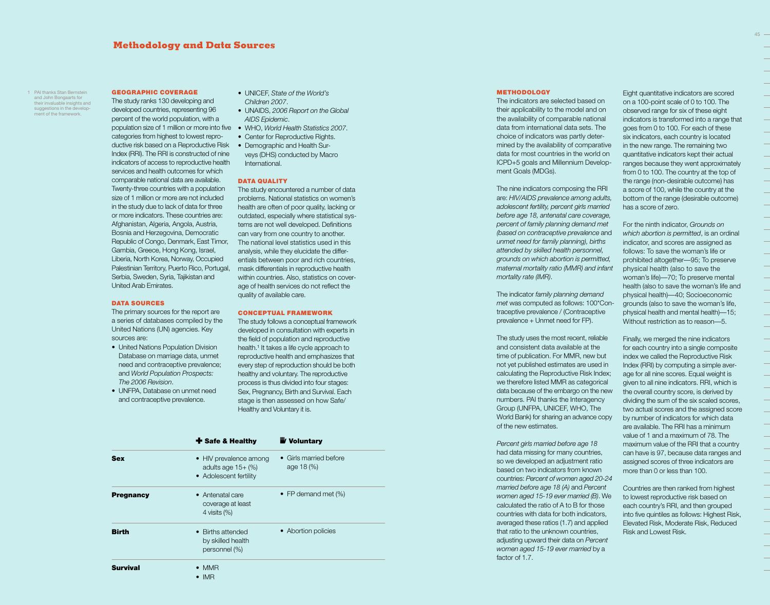# Methodology and Data Sources

## GEOGRAPHIC COVERAGE

The study ranks 130 developing and developed countries, representing 96 percent of the world population, with a population size of 1 million or more into five categories from highest to lowest reproductive risk based on a Reproductive Risk Index (RRI). The RRI is constructed of nine indicators of access to reproductive health services and health outcomes for which comparable national data are available. Twenty-three countries with a population size of 1 million or more are not included in the study due to lack of data for three or more indicators. These countries are: Afghanistan, Algeria, Angola, Austria, Bosnia and Herzegovina, Democratic Republic of Congo, Denmark, East Timor, Gambia, Greece, Hong Kong, Israel, Liberia, North Korea, Norway, Occupied Palestinian Territory, Puerto Rico, Portugal, Serbia, Sweden, Syria, Tajikistan and United Arab Emirates.

## DATA SOURCES

The primary sources for the report are a series of databases compiled by the United Nations (UN) agencies. Key sources are:

- United Nations Population Division Database on marriage data, unmet need and contraceptive prevalence; and *World Population Prospects: The 2006 Revision*.
- UNFPA, Database on unmet need and contraceptive prevalence.
- UNICEF, *State of the World's Children 2007*.
- UNAIDS, *2006 Report on the Global AIDS Epidemic*.
- WHO, *World Health Statistics 2007*.
- Center for Reproductive Rights.
- Demographic and Health Surveys (DHS) conducted by Macro International.

## DATA QUALITY

The study encountered a number of data problems. National statistics on women's health are often of poor quality, lacking or outdated, especially where statistical systems are not well developed. Definitions can vary from one country to another. The national level statistics used in this analysis, while they elucidate the differentials between poor and rich countries, mask differentials in reproductive health within countries. Also, statistics on coverage of health services do not reflect the quality of available care.

## CONCEPTUAL FRAMEWORK

The study follows a conceptual framework developed in consultation with experts in the field of population and reproductive health.[1] It takes a life cycle approach to reproductive health and emphasizes that every step of reproduction should be both healthy and voluntary. The reproductive process is thus divided into four stages: Sex, Pregnancy, Birth and Survival. Each stage is then assessed on how Safe/Healthy and Voluntary it is.

| | ✚ Safe & Healthy | Voluntary |
|---|---|---|
| **Sex** | • HIV prevalence among adults age 15+ (%)<br>• Adolescent fertility | • Girls married before age 18 (%) |
| **Pregnancy** | • Antenatal care coverage at least 4 visits (%) | • FP demand met (%) |
| **Birth** | • Births attended by skilled health personnel (%) | • Abortion policies |
| **Survival** | • MMR<br>• IMR | |

[1] PAI thanks Stan Bernstein and John Bongaarts for their invaluable insights and suggestions in the development of the framework.

## METHODOLOGY

The indicators are selected based on their applicability to the model and on the availability of comparable national data from international data sets. The choice of indicators was partly determined by the availability of comparative data for most countries in the world on ICPD+5 goals and Millennium Development Goals (MDGs).

The nine indicators composing the RRI are: *HIV/AIDS prevalence among adults, adolescent fertility, percent girls married before age 18, antenatal care coverage, percent of family planning demand met (based on contraceptive prevalence* and *unmet need for family planning), births attended by skilled health personnel, grounds on which abortion is permitted, maternal mortality ratio (MMR) and infant mortality rate (IMR)*.

The indicator *family planning demand met* was computed as follows: 100*Contraceptive prevalence / (Contraceptive prevalence + Unmet need for FP).

The study uses the most recent, reliable and consistent data available at the time of publication. For MMR, new but not yet published estimates are used in calculating the Reproductive Risk Index; we therefore listed MMR as categorical data because of the embargo on the new numbers. PAI thanks the Interagency Group (UNFPA, UNICEF, WHO, The World Bank) for sharing an advance copy of the new estimates.

*Percent girls married before age 18* had data missing for many countries, so we developed an adjustment ratio based on two indicators from known countries: *Percent of women aged 20-24 married before age 18 (A)* and *Percent women aged 15-19 ever married (B)*. We calculated the ratio of A to B for those countries with data for both indicators, averaged these ratios (1.7) and applied that ratio to the unknown countries, adjusting upward their data on *Percent women aged 15-19 ever married* by a factor of 1.7.

Eight quantitative indicators are scored on a 100-point scale of 0 to 100. The observed range for six of these eight indicators is transformed into a range that goes from 0 to 100. For each of these six indicators, each country is located in the new range. The remaining two quantitative indicators kept their actual ranges because they went approximately from 0 to 100. The country at the top of the range (non-desirable outcome) has a score of 100, while the country at the bottom of the range (desirable outcome) has a score of zero.

For the ninth indicator, *Grounds on which abortion is permitted*, is an ordinal indicator, and scores are assigned as follows: To save the woman's life or prohibited altogether—95; To preserve physical health (also to save the woman's life)—70; To preserve mental health (also to save the woman's life and physical health)—40; Socioeconomic grounds (also to save the woman's life, physical health and mental health)—15; Without restriction as to reason—5.

Finally, we merged the nine indicators for each country into a single composite index we called the Reproductive Risk Index (RRI) by computing a simple average for all nine scores. Equal weight is given to all nine indicators. RRI, which is the overall country score, is derived by dividing the sum of the six scaled scores, two actual scores and the assigned score by number of indicators for which data are available. The RRI has a minimum value of 1 and a maximum of 78. The maximum value of the RRI that a country can have is 97, because data ranges and assigned scores of three indicators are more than 0 or less than 100.

Countries are then ranked from highest to lowest reproductive risk based on each country's RRI, and then grouped into five quintiles as follows: Highest Risk, Elevated Risk, Moderate Risk, Reduced Risk and Lowest Risk.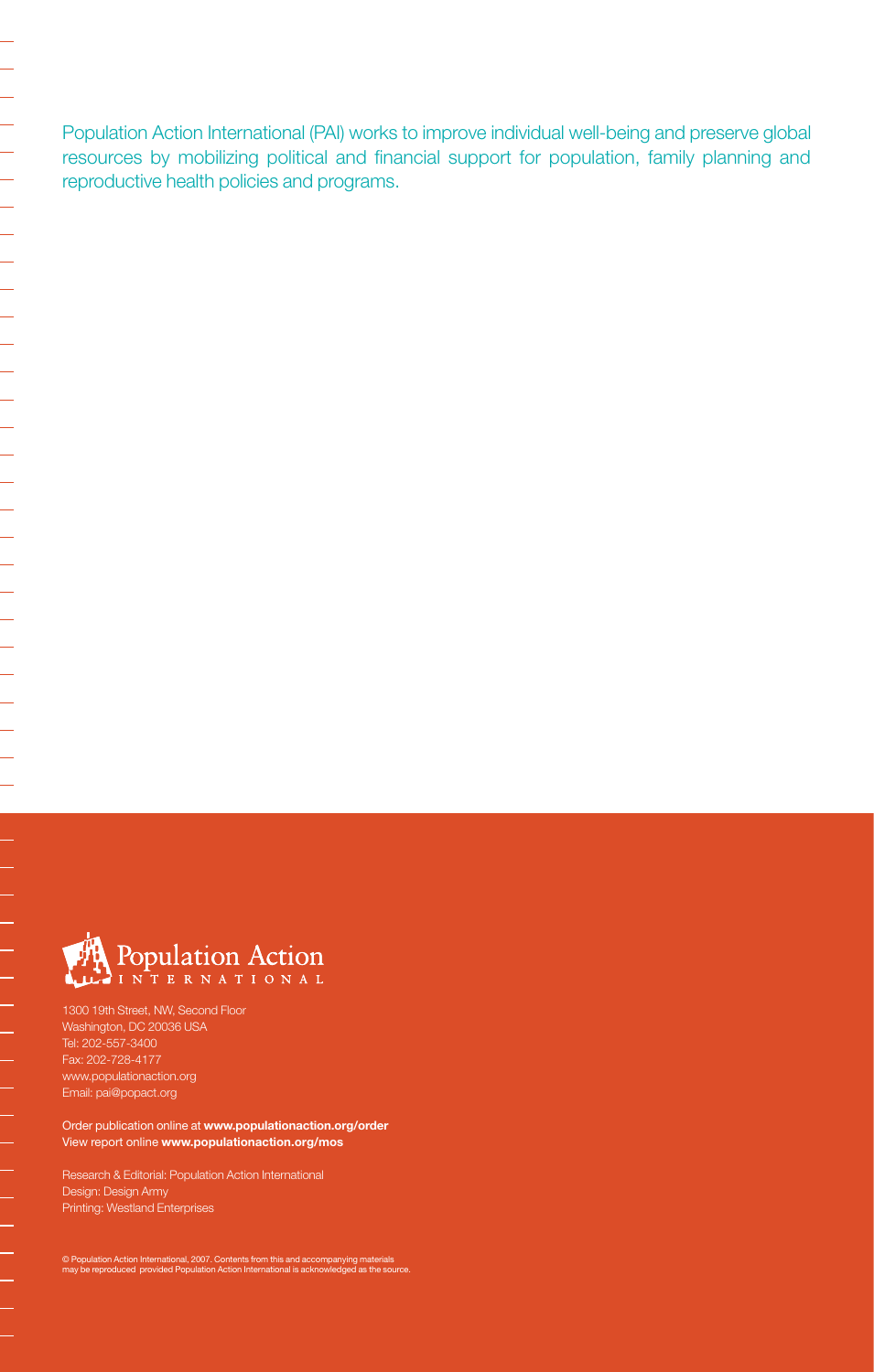Population Action International (PAI) works to improve individual well-being and preserve global resources by mobilizing political and financial support for population, family planning and reproductive health policies and programs.

Population Action
INTERNATIONAL

1300 19th Street, NW, Second Floor
Washington, DC 20036 USA
Tel: 202-557-3400
Fax: 202-728-4177
www.populationaction.org
Email: pai@popact.org

Order publication online at **www.populationaction.org/order**
View report online **www.populationaction.org/mos**

Research & Editorial: Population Action International
Design: Design Army
Printing: Westland Enterprises

© Population Action International, 2007. Contents from this and accompanying materials may be reproduced provided Population Action International is acknowledged as the source.